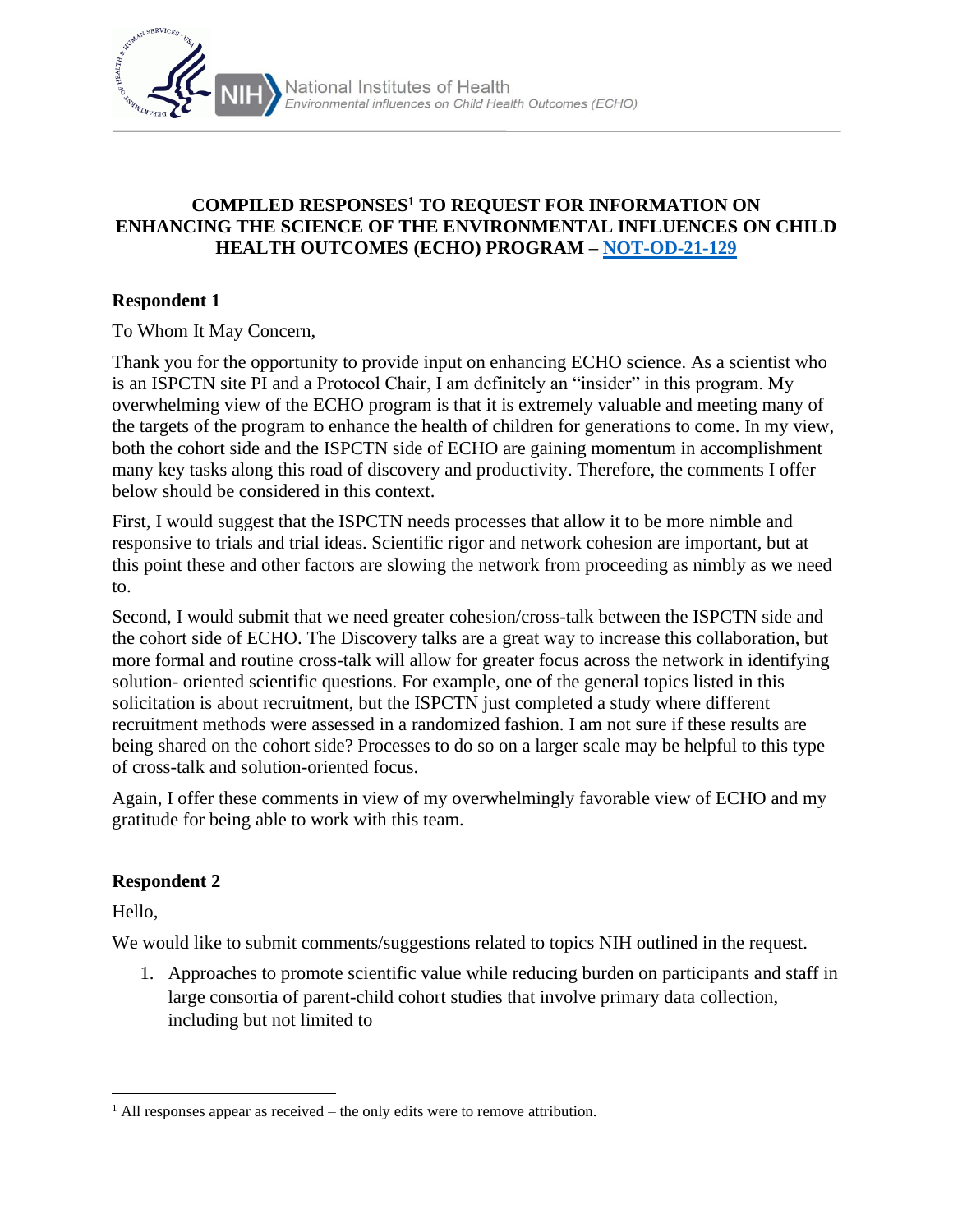# COMPILED RESPONSES[1] TO REQUEST FOR INFORMATION ON ENHANCING THE SCIENCE OF THE ENVIRONMENTAL INFLUENCES ON CHILD HEALTH OUTCOMES (ECHO) PROGRAM – NOT-OD-21-129

## Respondent 1

To Whom It May Concern,

Thank you for the opportunity to provide input on enhancing ECHO science. As a scientist who is an ISPCTN site PI and a Protocol Chair, I am definitely an "insider" in this program. My overwhelming view of the ECHO program is that it is extremely valuable and meeting many of the targets of the program to enhance the health of children for generations to come. In my view, both the cohort side and the ISPCTN side of ECHO are gaining momentum in accomplishment many key tasks along this road of discovery and productivity. Therefore, the comments I offer below should be considered in this context.

First, I would suggest that the ISPCTN needs processes that allow it to be more nimble and responsive to trials and trial ideas. Scientific rigor and network cohesion are important, but at this point these and other factors are slowing the network from proceeding as nimbly as we need to.

Second, I would submit that we need greater cohesion/cross-talk between the ISPCTN side and the cohort side of ECHO. The Discovery talks are a great way to increase this collaboration, but more formal and routine cross-talk will allow for greater focus across the network in identifying solution- oriented scientific questions. For example, one of the general topics listed in this solicitation is about recruitment, but the ISPCTN just completed a study where different recruitment methods were assessed in a randomized fashion. I am not sure if these results are being shared on the cohort side? Processes to do so on a larger scale may be helpful to this type of cross-talk and solution-oriented focus.

Again, I offer these comments in view of my overwhelmingly favorable view of ECHO and my gratitude for being able to work with this team.

## Respondent 2

Hello,

We would like to submit comments/suggestions related to topics NIH outlined in the request.

1. Approaches to promote scientific value while reducing burden on participants and staff in large consortia of parent-child cohort studies that involve primary data collection, including but not limited to

[1] All responses appear as received – the only edits were to remove attribution.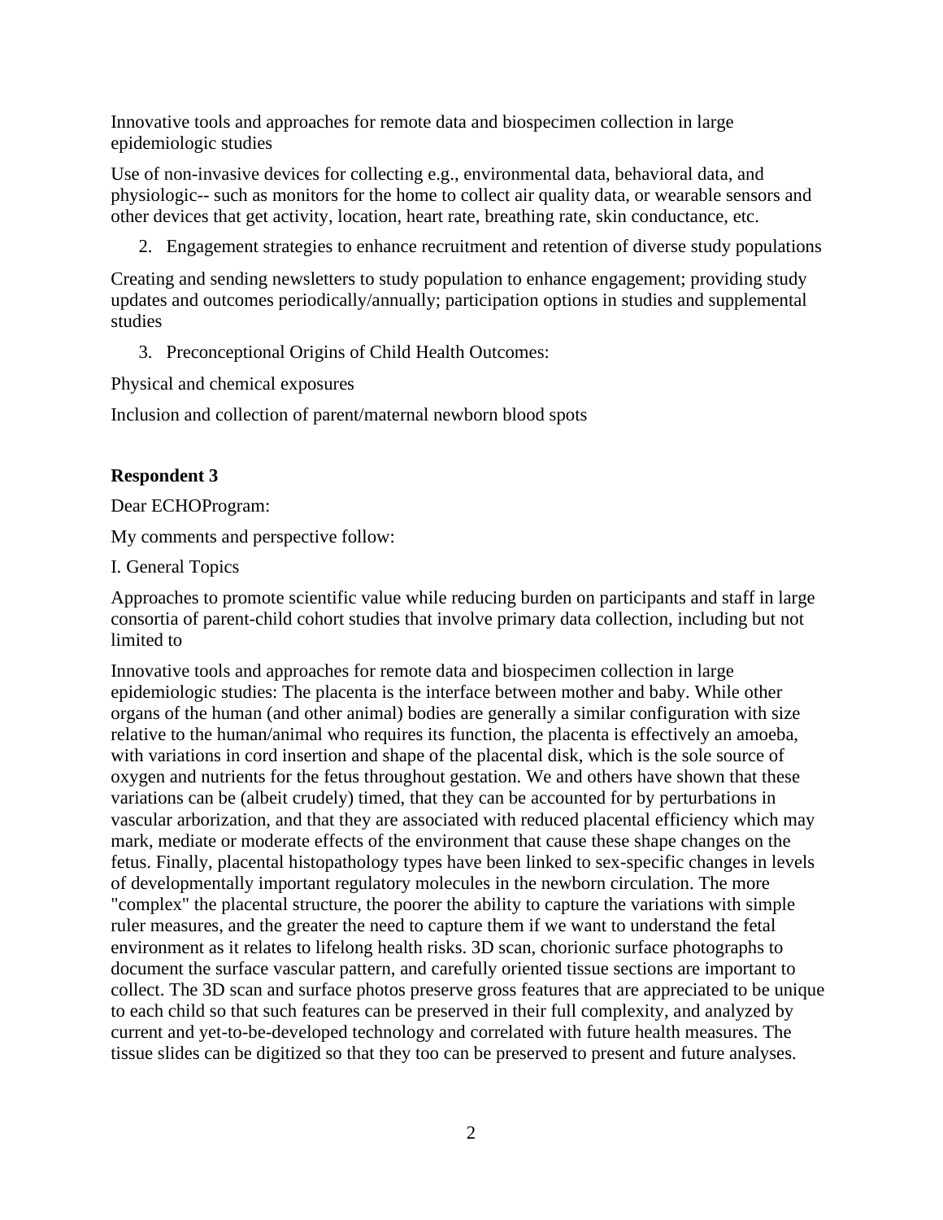Innovative tools and approaches for remote data and biospecimen collection in large epidemiologic studies

Use of non-invasive devices for collecting e.g., environmental data, behavioral data, and physiologic-- such as monitors for the home to collect air quality data, or wearable sensors and other devices that get activity, location, heart rate, breathing rate, skin conductance, etc.

2. Engagement strategies to enhance recruitment and retention of diverse study populations

Creating and sending newsletters to study population to enhance engagement; providing study updates and outcomes periodically/annually; participation options in studies and supplemental studies

3. Preconceptional Origins of Child Health Outcomes:

Physical and chemical exposures

Inclusion and collection of parent/maternal newborn blood spots

**Respondent 3**

Dear ECHOProgram:

My comments and perspective follow:

I. General Topics

Approaches to promote scientific value while reducing burden on participants and staff in large consortia of parent-child cohort studies that involve primary data collection, including but not limited to

Innovative tools and approaches for remote data and biospecimen collection in large epidemiologic studies: The placenta is the interface between mother and baby. While other organs of the human (and other animal) bodies are generally a similar configuration with size relative to the human/animal who requires its function, the placenta is effectively an amoeba, with variations in cord insertion and shape of the placental disk, which is the sole source of oxygen and nutrients for the fetus throughout gestation. We and others have shown that these variations can be (albeit crudely) timed, that they can be accounted for by perturbations in vascular arborization, and that they are associated with reduced placental efficiency which may mark, mediate or moderate effects of the environment that cause these shape changes on the fetus. Finally, placental histopathology types have been linked to sex-specific changes in levels of developmentally important regulatory molecules in the newborn circulation. The more "complex" the placental structure, the poorer the ability to capture the variations with simple ruler measures, and the greater the need to capture them if we want to understand the fetal environment as it relates to lifelong health risks. 3D scan, chorionic surface photographs to document the surface vascular pattern, and carefully oriented tissue sections are important to collect. The 3D scan and surface photos preserve gross features that are appreciated to be unique to each child so that such features can be preserved in their full complexity, and analyzed by current and yet-to-be-developed technology and correlated with future health measures. The tissue slides can be digitized so that they too can be preserved to present and future analyses.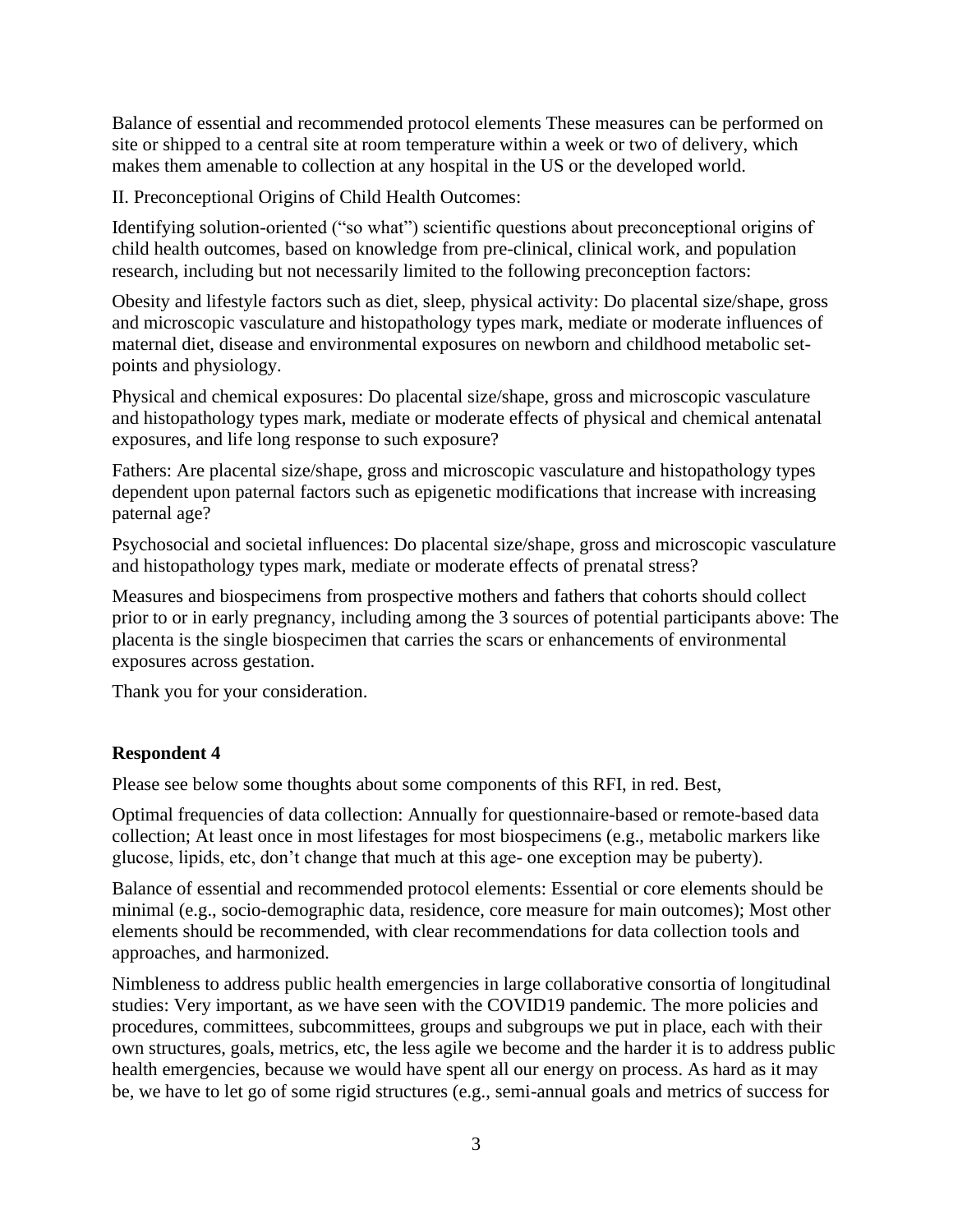Balance of essential and recommended protocol elements These measures can be performed on site or shipped to a central site at room temperature within a week or two of delivery, which makes them amenable to collection at any hospital in the US or the developed world.

II. Preconceptional Origins of Child Health Outcomes:

Identifying solution-oriented ("so what") scientific questions about preconceptional origins of child health outcomes, based on knowledge from pre-clinical, clinical work, and population research, including but not necessarily limited to the following preconception factors:

Obesity and lifestyle factors such as diet, sleep, physical activity: Do placental size/shape, gross and microscopic vasculature and histopathology types mark, mediate or moderate influences of maternal diet, disease and environmental exposures on newborn and childhood metabolic set-points and physiology.

Physical and chemical exposures: Do placental size/shape, gross and microscopic vasculature and histopathology types mark, mediate or moderate effects of physical and chemical antenatal exposures, and life long response to such exposure?

Fathers: Are placental size/shape, gross and microscopic vasculature and histopathology types dependent upon paternal factors such as epigenetic modifications that increase with increasing paternal age?

Psychosocial and societal influences: Do placental size/shape, gross and microscopic vasculature and histopathology types mark, mediate or moderate effects of prenatal stress?

Measures and biospecimens from prospective mothers and fathers that cohorts should collect prior to or in early pregnancy, including among the 3 sources of potential participants above: The placenta is the single biospecimen that carries the scars or enhancements of environmental exposures across gestation.

Thank you for your consideration.

### Respondent 4

Please see below some thoughts about some components of this RFI, in red. Best,

Optimal frequencies of data collection: Annually for questionnaire-based or remote-based data collection; At least once in most lifestages for most biospecimens (e.g., metabolic markers like glucose, lipids, etc, don't change that much at this age- one exception may be puberty).

Balance of essential and recommended protocol elements: Essential or core elements should be minimal (e.g., socio-demographic data, residence, core measure for main outcomes); Most other elements should be recommended, with clear recommendations for data collection tools and approaches, and harmonized.

Nimbleness to address public health emergencies in large collaborative consortia of longitudinal studies: Very important, as we have seen with the COVID19 pandemic. The more policies and procedures, committees, subcommittees, groups and subgroups we put in place, each with their own structures, goals, metrics, etc, the less agile we become and the harder it is to address public health emergencies, because we would have spent all our energy on process. As hard as it may be, we have to let go of some rigid structures (e.g., semi-annual goals and metrics of success for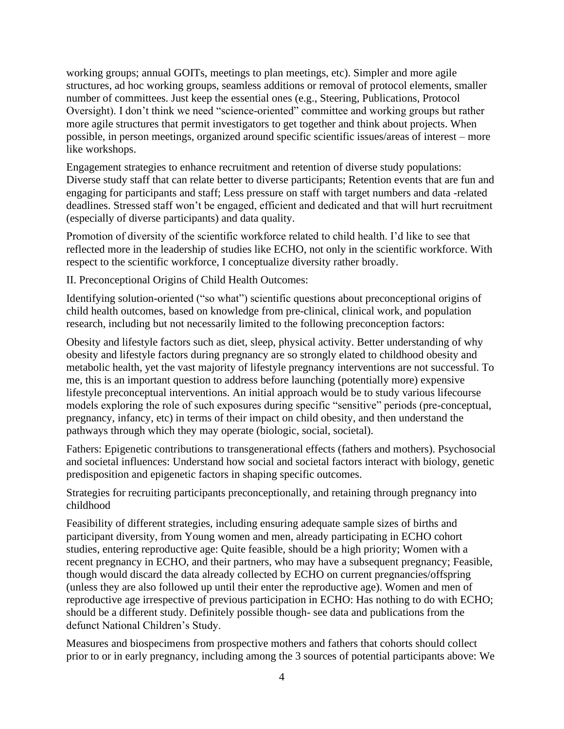working groups; annual GOITs, meetings to plan meetings, etc). Simpler and more agile structures, ad hoc working groups, seamless additions or removal of protocol elements, smaller number of committees. Just keep the essential ones (e.g., Steering, Publications, Protocol Oversight). I don't think we need "science-oriented" committee and working groups but rather more agile structures that permit investigators to get together and think about projects. When possible, in person meetings, organized around specific scientific issues/areas of interest – more like workshops.

Engagement strategies to enhance recruitment and retention of diverse study populations: Diverse study staff that can relate better to diverse participants; Retention events that are fun and engaging for participants and staff; Less pressure on staff with target numbers and data -related deadlines. Stressed staff won't be engaged, efficient and dedicated and that will hurt recruitment (especially of diverse participants) and data quality.

Promotion of diversity of the scientific workforce related to child health. I'd like to see that reflected more in the leadership of studies like ECHO, not only in the scientific workforce. With respect to the scientific workforce, I conceptualize diversity rather broadly.

II. Preconceptional Origins of Child Health Outcomes:

Identifying solution-oriented ("so what") scientific questions about preconceptional origins of child health outcomes, based on knowledge from pre-clinical, clinical work, and population research, including but not necessarily limited to the following preconception factors:

Obesity and lifestyle factors such as diet, sleep, physical activity. Better understanding of why obesity and lifestyle factors during pregnancy are so strongly elated to childhood obesity and metabolic health, yet the vast majority of lifestyle pregnancy interventions are not successful. To me, this is an important question to address before launching (potentially more) expensive lifestyle preconceptual interventions. An initial approach would be to study various lifecourse models exploring the role of such exposures during specific "sensitive" periods (pre-conceptual, pregnancy, infancy, etc) in terms of their impact on child obesity, and then understand the pathways through which they may operate (biologic, social, societal).

Fathers: Epigenetic contributions to transgenerational effects (fathers and mothers). Psychosocial and societal influences: Understand how social and societal factors interact with biology, genetic predisposition and epigenetic factors in shaping specific outcomes.

Strategies for recruiting participants preconceptionally, and retaining through pregnancy into childhood

Feasibility of different strategies, including ensuring adequate sample sizes of births and participant diversity, from Young women and men, already participating in ECHO cohort studies, entering reproductive age: Quite feasible, should be a high priority; Women with a recent pregnancy in ECHO, and their partners, who may have a subsequent pregnancy; Feasible, though would discard the data already collected by ECHO on current pregnancies/offspring (unless they are also followed up until their enter the reproductive age). Women and men of reproductive age irrespective of previous participation in ECHO: Has nothing to do with ECHO; should be a different study. Definitely possible though- see data and publications from the defunct National Children's Study.

Measures and biospecimens from prospective mothers and fathers that cohorts should collect prior to or in early pregnancy, including among the 3 sources of potential participants above: We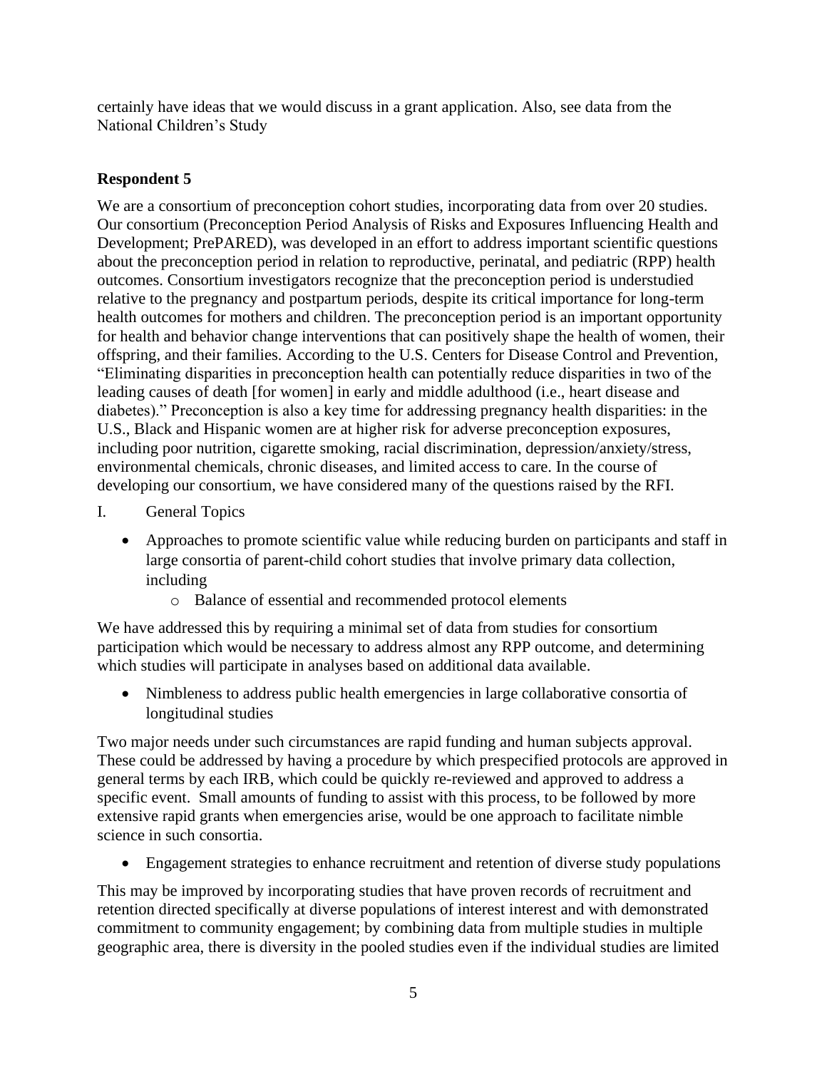certainly have ideas that we would discuss in a grant application. Also, see data from the National Children's Study

**Respondent 5**

We are a consortium of preconception cohort studies, incorporating data from over 20 studies. Our consortium (Preconception Period Analysis of Risks and Exposures Influencing Health and Development; PrePARED), was developed in an effort to address important scientific questions about the preconception period in relation to reproductive, perinatal, and pediatric (RPP) health outcomes. Consortium investigators recognize that the preconception period is understudied relative to the pregnancy and postpartum periods, despite its critical importance for long-term health outcomes for mothers and children. The preconception period is an important opportunity for health and behavior change interventions that can positively shape the health of women, their offspring, and their families. According to the U.S. Centers for Disease Control and Prevention, "Eliminating disparities in preconception health can potentially reduce disparities in two of the leading causes of death [for women] in early and middle adulthood (i.e., heart disease and diabetes)." Preconception is also a key time for addressing pregnancy health disparities: in the U.S., Black and Hispanic women are at higher risk for adverse preconception exposures, including poor nutrition, cigarette smoking, racial discrimination, depression/anxiety/stress, environmental chemicals, chronic diseases, and limited access to care. In the course of developing our consortium, we have considered many of the questions raised by the RFI.

I. General Topics

- Approaches to promote scientific value while reducing burden on participants and staff in large consortia of parent-child cohort studies that involve primary data collection, including
    - Balance of essential and recommended protocol elements

We have addressed this by requiring a minimal set of data from studies for consortium participation which would be necessary to address almost any RPP outcome, and determining which studies will participate in analyses based on additional data available.

- Nimbleness to address public health emergencies in large collaborative consortia of longitudinal studies

Two major needs under such circumstances are rapid funding and human subjects approval. These could be addressed by having a procedure by which prespecified protocols are approved in general terms by each IRB, which could be quickly re-reviewed and approved to address a specific event. Small amounts of funding to assist with this process, to be followed by more extensive rapid grants when emergencies arise, would be one approach to facilitate nimble science in such consortia.

- Engagement strategies to enhance recruitment and retention of diverse study populations

This may be improved by incorporating studies that have proven records of recruitment and retention directed specifically at diverse populations of interest interest and with demonstrated commitment to community engagement; by combining data from multiple studies in multiple geographic area, there is diversity in the pooled studies even if the individual studies are limited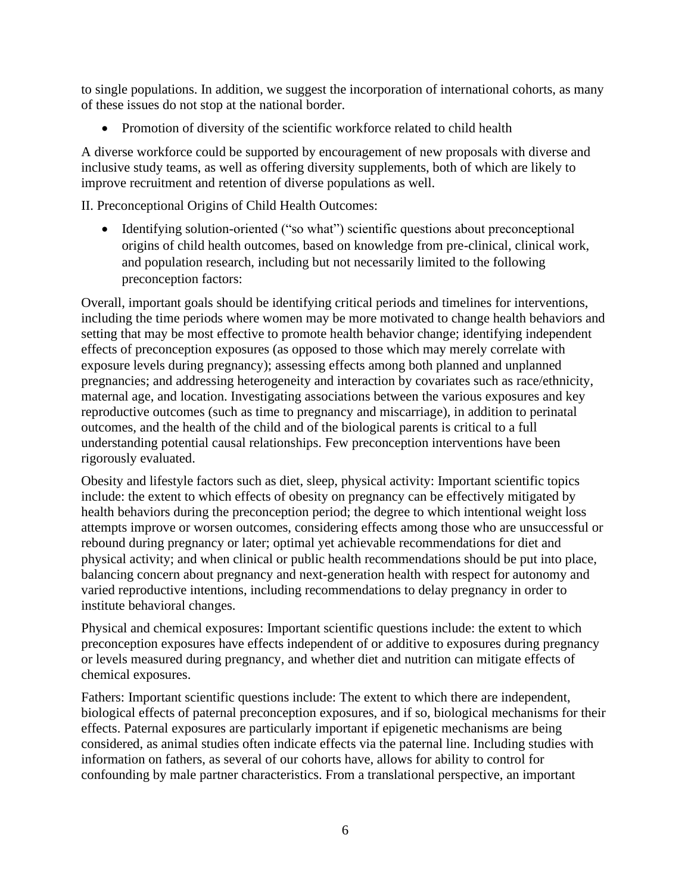to single populations. In addition, we suggest the incorporation of international cohorts, as many of these issues do not stop at the national border.

- Promotion of diversity of the scientific workforce related to child health

A diverse workforce could be supported by encouragement of new proposals with diverse and inclusive study teams, as well as offering diversity supplements, both of which are likely to improve recruitment and retention of diverse populations as well.

II. Preconceptional Origins of Child Health Outcomes:

- Identifying solution-oriented ("so what") scientific questions about preconceptional origins of child health outcomes, based on knowledge from pre-clinical, clinical work, and population research, including but not necessarily limited to the following preconception factors:

Overall, important goals should be identifying critical periods and timelines for interventions, including the time periods where women may be more motivated to change health behaviors and setting that may be most effective to promote health behavior change; identifying independent effects of preconception exposures (as opposed to those which may merely correlate with exposure levels during pregnancy); assessing effects among both planned and unplanned pregnancies; and addressing heterogeneity and interaction by covariates such as race/ethnicity, maternal age, and location. Investigating associations between the various exposures and key reproductive outcomes (such as time to pregnancy and miscarriage), in addition to perinatal outcomes, and the health of the child and of the biological parents is critical to a full understanding potential causal relationships. Few preconception interventions have been rigorously evaluated.

Obesity and lifestyle factors such as diet, sleep, physical activity: Important scientific topics include: the extent to which effects of obesity on pregnancy can be effectively mitigated by health behaviors during the preconception period; the degree to which intentional weight loss attempts improve or worsen outcomes, considering effects among those who are unsuccessful or rebound during pregnancy or later; optimal yet achievable recommendations for diet and physical activity; and when clinical or public health recommendations should be put into place, balancing concern about pregnancy and next-generation health with respect for autonomy and varied reproductive intentions, including recommendations to delay pregnancy in order to institute behavioral changes.

Physical and chemical exposures: Important scientific questions include: the extent to which preconception exposures have effects independent of or additive to exposures during pregnancy or levels measured during pregnancy, and whether diet and nutrition can mitigate effects of chemical exposures.

Fathers: Important scientific questions include: The extent to which there are independent, biological effects of paternal preconception exposures, and if so, biological mechanisms for their effects. Paternal exposures are particularly important if epigenetic mechanisms are being considered, as animal studies often indicate effects via the paternal line. Including studies with information on fathers, as several of our cohorts have, allows for ability to control for confounding by male partner characteristics. From a translational perspective, an important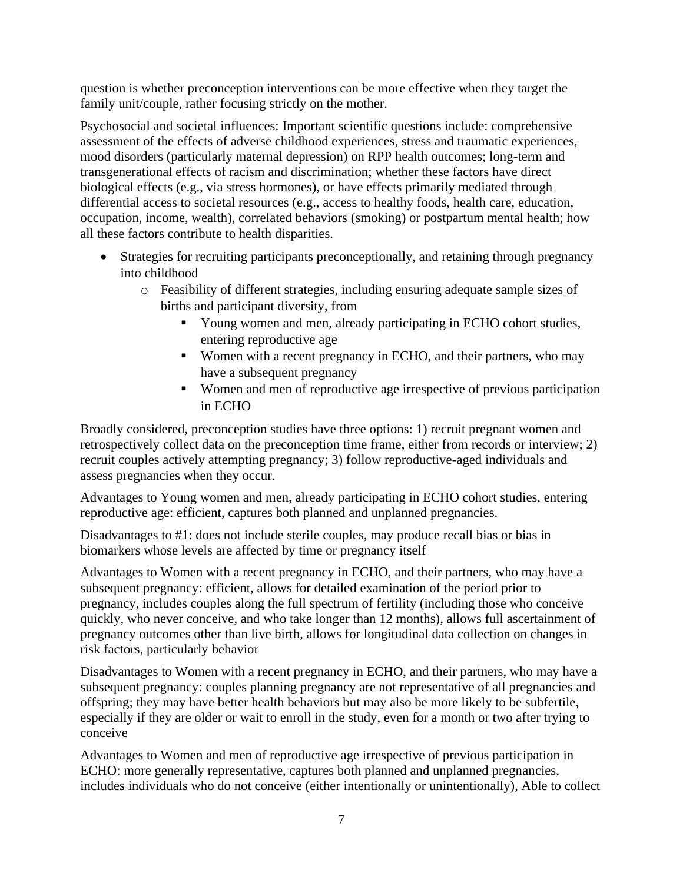question is whether preconception interventions can be more effective when they target the family unit/couple, rather focusing strictly on the mother.

Psychosocial and societal influences: Important scientific questions include: comprehensive assessment of the effects of adverse childhood experiences, stress and traumatic experiences, mood disorders (particularly maternal depression) on RPP health outcomes; long-term and transgenerational effects of racism and discrimination; whether these factors have direct biological effects (e.g., via stress hormones), or have effects primarily mediated through differential access to societal resources (e.g., access to healthy foods, health care, education, occupation, income, wealth), correlated behaviors (smoking) or postpartum mental health; how all these factors contribute to health disparities.

- Strategies for recruiting participants preconceptionally, and retaining through pregnancy into childhood
    - Feasibility of different strategies, including ensuring adequate sample sizes of births and participant diversity, from
        - Young women and men, already participating in ECHO cohort studies, entering reproductive age
        - Women with a recent pregnancy in ECHO, and their partners, who may have a subsequent pregnancy
        - Women and men of reproductive age irrespective of previous participation in ECHO

Broadly considered, preconception studies have three options: 1) recruit pregnant women and retrospectively collect data on the preconception time frame, either from records or interview; 2) recruit couples actively attempting pregnancy; 3) follow reproductive-aged individuals and assess pregnancies when they occur.

Advantages to Young women and men, already participating in ECHO cohort studies, entering reproductive age: efficient, captures both planned and unplanned pregnancies.

Disadvantages to #1: does not include sterile couples, may produce recall bias or bias in biomarkers whose levels are affected by time or pregnancy itself

Advantages to Women with a recent pregnancy in ECHO, and their partners, who may have a subsequent pregnancy: efficient, allows for detailed examination of the period prior to pregnancy, includes couples along the full spectrum of fertility (including those who conceive quickly, who never conceive, and who take longer than 12 months), allows full ascertainment of pregnancy outcomes other than live birth, allows for longitudinal data collection on changes in risk factors, particularly behavior

Disadvantages to Women with a recent pregnancy in ECHO, and their partners, who may have a subsequent pregnancy: couples planning pregnancy are not representative of all pregnancies and offspring; they may have better health behaviors but may also be more likely to be subfertile, especially if they are older or wait to enroll in the study, even for a month or two after trying to conceive

Advantages to Women and men of reproductive age irrespective of previous participation in ECHO: more generally representative, captures both planned and unplanned pregnancies, includes individuals who do not conceive (either intentionally or unintentionally), Able to collect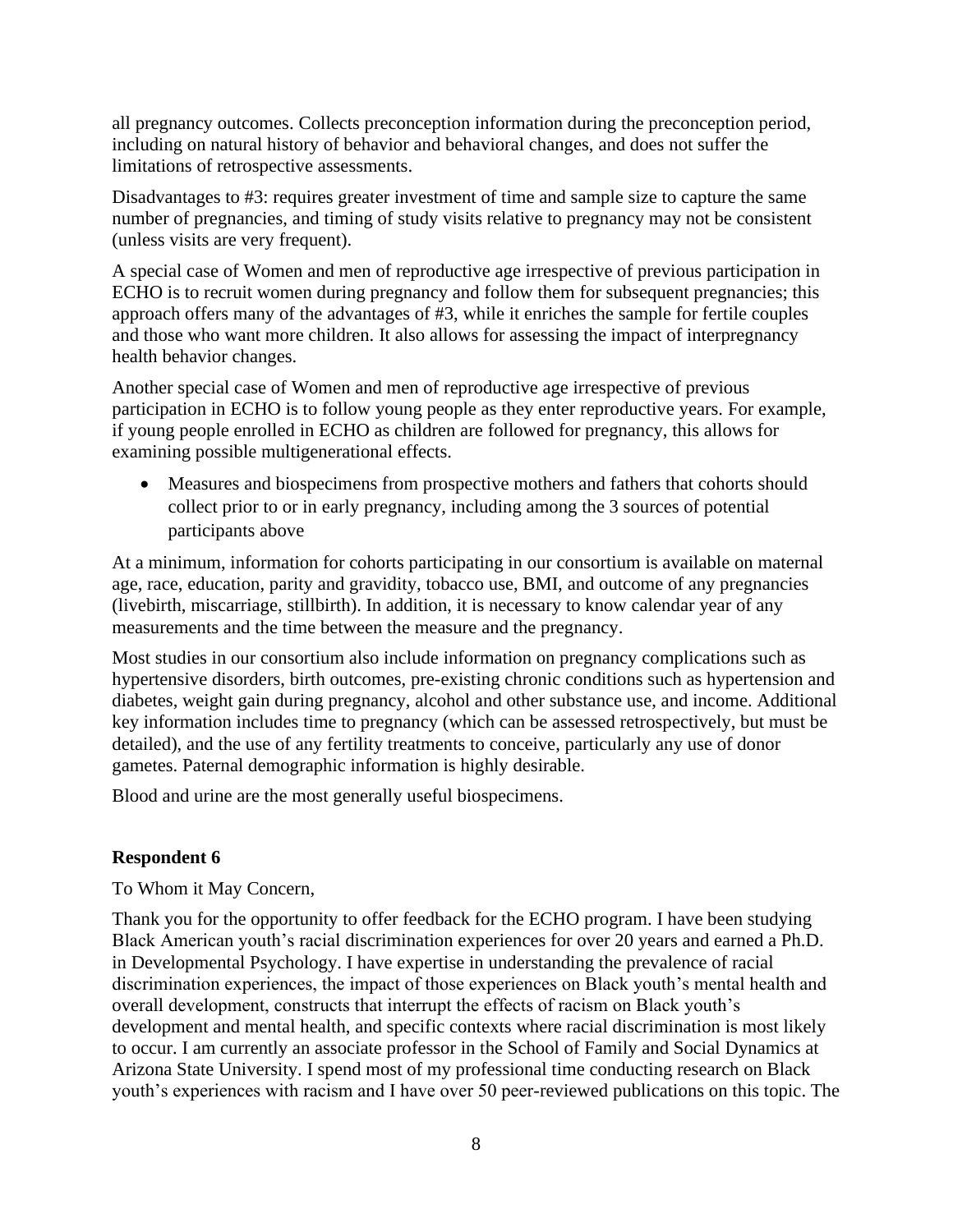all pregnancy outcomes. Collects preconception information during the preconception period, including on natural history of behavior and behavioral changes, and does not suffer the limitations of retrospective assessments.

Disadvantages to #3: requires greater investment of time and sample size to capture the same number of pregnancies, and timing of study visits relative to pregnancy may not be consistent (unless visits are very frequent).

A special case of Women and men of reproductive age irrespective of previous participation in ECHO is to recruit women during pregnancy and follow them for subsequent pregnancies; this approach offers many of the advantages of #3, while it enriches the sample for fertile couples and those who want more children. It also allows for assessing the impact of interpregnancy health behavior changes.

Another special case of Women and men of reproductive age irrespective of previous participation in ECHO is to follow young people as they enter reproductive years. For example, if young people enrolled in ECHO as children are followed for pregnancy, this allows for examining possible multigenerational effects.

- Measures and biospecimens from prospective mothers and fathers that cohorts should collect prior to or in early pregnancy, including among the 3 sources of potential participants above

At a minimum, information for cohorts participating in our consortium is available on maternal age, race, education, parity and gravidity, tobacco use, BMI, and outcome of any pregnancies (livebirth, miscarriage, stillbirth). In addition, it is necessary to know calendar year of any measurements and the time between the measure and the pregnancy.

Most studies in our consortium also include information on pregnancy complications such as hypertensive disorders, birth outcomes, pre-existing chronic conditions such as hypertension and diabetes, weight gain during pregnancy, alcohol and other substance use, and income. Additional key information includes time to pregnancy (which can be assessed retrospectively, but must be detailed), and the use of any fertility treatments to conceive, particularly any use of donor gametes. Paternal demographic information is highly desirable.

Blood and urine are the most generally useful biospecimens.

**Respondent 6**

To Whom it May Concern,

Thank you for the opportunity to offer feedback for the ECHO program. I have been studying Black American youth's racial discrimination experiences for over 20 years and earned a Ph.D. in Developmental Psychology. I have expertise in understanding the prevalence of racial discrimination experiences, the impact of those experiences on Black youth's mental health and overall development, constructs that interrupt the effects of racism on Black youth's development and mental health, and specific contexts where racial discrimination is most likely to occur. I am currently an associate professor in the School of Family and Social Dynamics at Arizona State University. I spend most of my professional time conducting research on Black youth's experiences with racism and I have over 50 peer-reviewed publications on this topic. The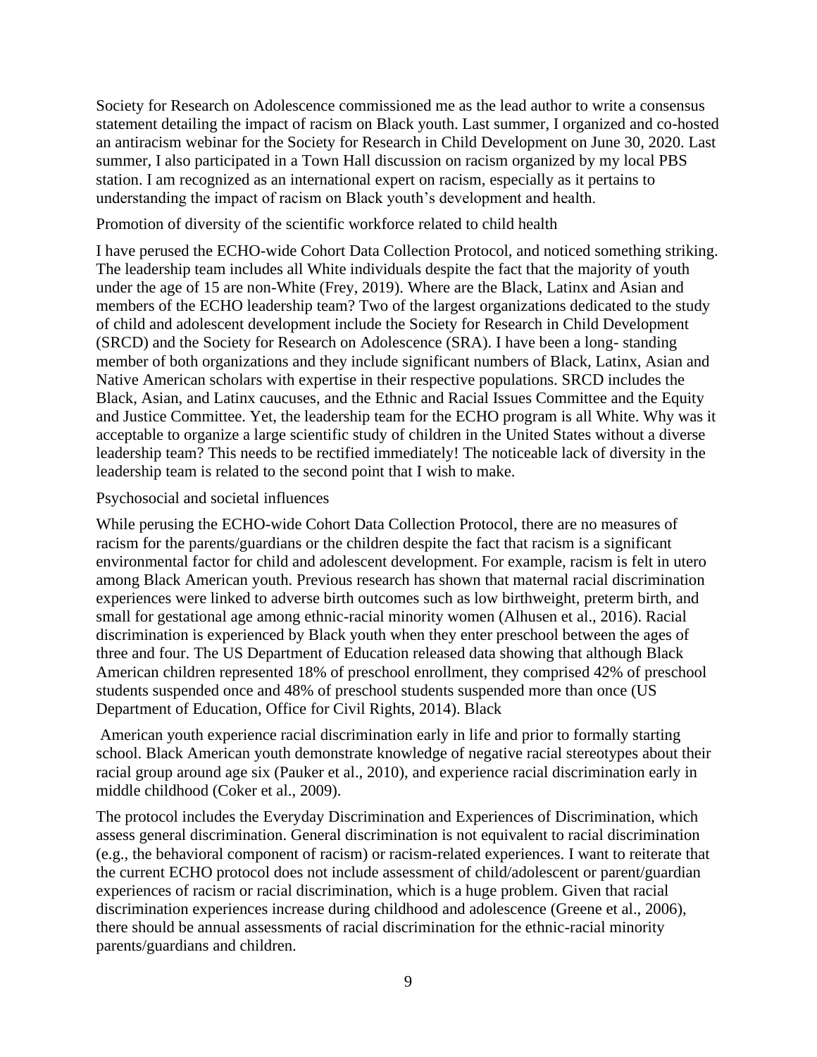Society for Research on Adolescence commissioned me as the lead author to write a consensus statement detailing the impact of racism on Black youth. Last summer, I organized and co-hosted an antiracism webinar for the Society for Research in Child Development on June 30, 2020. Last summer, I also participated in a Town Hall discussion on racism organized by my local PBS station. I am recognized as an international expert on racism, especially as it pertains to understanding the impact of racism on Black youth's development and health.

Promotion of diversity of the scientific workforce related to child health

I have perused the ECHO-wide Cohort Data Collection Protocol, and noticed something striking. The leadership team includes all White individuals despite the fact that the majority of youth under the age of 15 are non-White (Frey, 2019). Where are the Black, Latinx and Asian and members of the ECHO leadership team? Two of the largest organizations dedicated to the study of child and adolescent development include the Society for Research in Child Development (SRCD) and the Society for Research on Adolescence (SRA). I have been a long- standing member of both organizations and they include significant numbers of Black, Latinx, Asian and Native American scholars with expertise in their respective populations. SRCD includes the Black, Asian, and Latinx caucuses, and the Ethnic and Racial Issues Committee and the Equity and Justice Committee. Yet, the leadership team for the ECHO program is all White. Why was it acceptable to organize a large scientific study of children in the United States without a diverse leadership team? This needs to be rectified immediately! The noticeable lack of diversity in the leadership team is related to the second point that I wish to make.

Psychosocial and societal influences

While perusing the ECHO-wide Cohort Data Collection Protocol, there are no measures of racism for the parents/guardians or the children despite the fact that racism is a significant environmental factor for child and adolescent development. For example, racism is felt in utero among Black American youth. Previous research has shown that maternal racial discrimination experiences were linked to adverse birth outcomes such as low birthweight, preterm birth, and small for gestational age among ethnic-racial minority women (Alhusen et al., 2016). Racial discrimination is experienced by Black youth when they enter preschool between the ages of three and four. The US Department of Education released data showing that although Black American children represented 18% of preschool enrollment, they comprised 42% of preschool students suspended once and 48% of preschool students suspended more than once (US Department of Education, Office for Civil Rights, 2014). Black American youth experience racial discrimination early in life and prior to formally starting school. Black American youth demonstrate knowledge of negative racial stereotypes about their racial group around age six (Pauker et al., 2010), and experience racial discrimination early in middle childhood (Coker et al., 2009).

The protocol includes the Everyday Discrimination and Experiences of Discrimination, which assess general discrimination. General discrimination is not equivalent to racial discrimination (e.g., the behavioral component of racism) or racism-related experiences. I want to reiterate that the current ECHO protocol does not include assessment of child/adolescent or parent/guardian experiences of racism or racial discrimination, which is a huge problem. Given that racial discrimination experiences increase during childhood and adolescence (Greene et al., 2006), there should be annual assessments of racial discrimination for the ethnic-racial minority parents/guardians and children.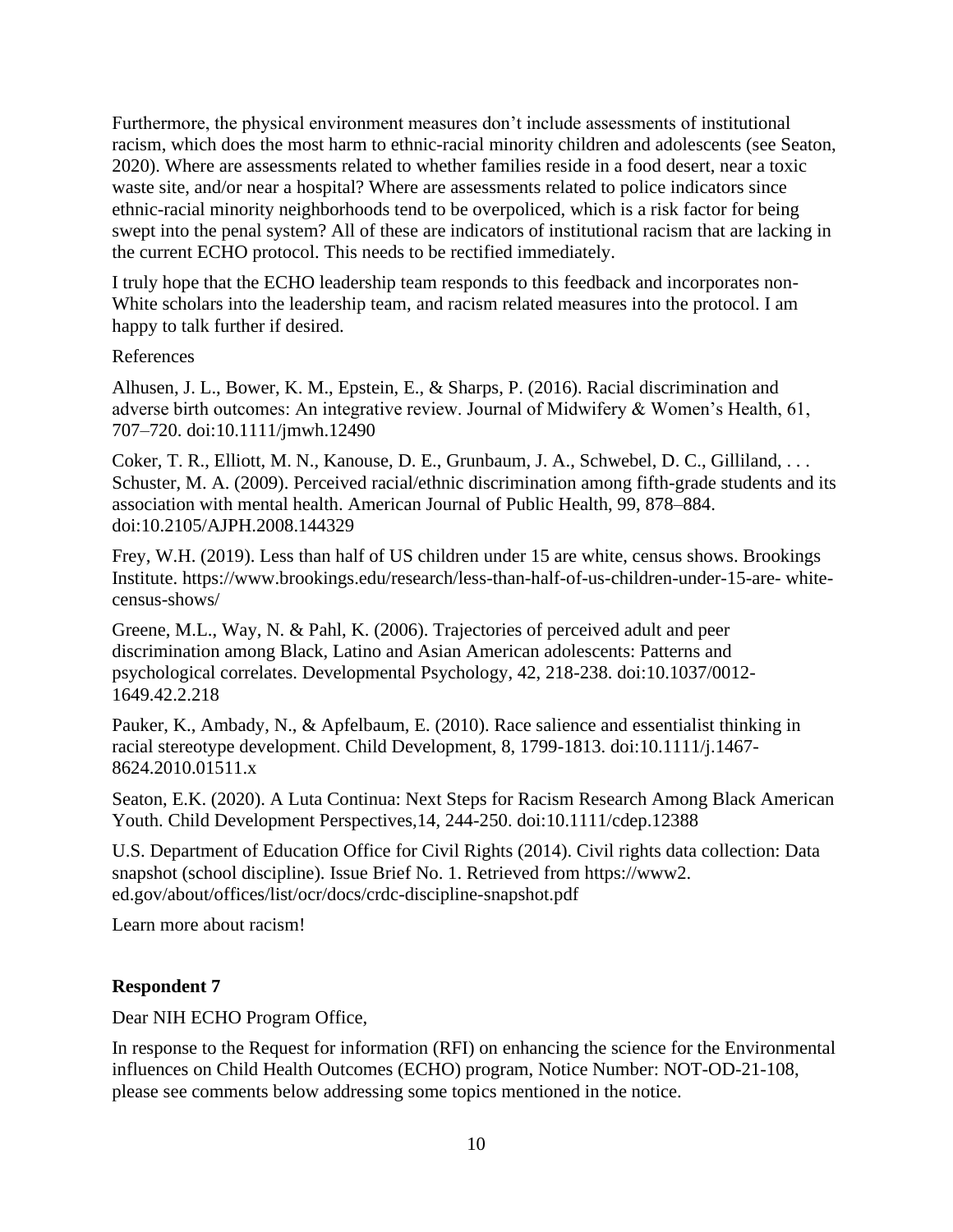Furthermore, the physical environment measures don't include assessments of institutional racism, which does the most harm to ethnic-racial minority children and adolescents (see Seaton, 2020). Where are assessments related to whether families reside in a food desert, near a toxic waste site, and/or near a hospital? Where are assessments related to police indicators since ethnic-racial minority neighborhoods tend to be overpoliced, which is a risk factor for being swept into the penal system? All of these are indicators of institutional racism that are lacking in the current ECHO protocol. This needs to be rectified immediately.

I truly hope that the ECHO leadership team responds to this feedback and incorporates non-White scholars into the leadership team, and racism related measures into the protocol. I am happy to talk further if desired.

References

Alhusen, J. L., Bower, K. M., Epstein, E., & Sharps, P. (2016). Racial discrimination and adverse birth outcomes: An integrative review. Journal of Midwifery & Women's Health, 61, 707–720. doi:10.1111/jmwh.12490

Coker, T. R., Elliott, M. N., Kanouse, D. E., Grunbaum, J. A., Schwebel, D. C., Gilliland, . . . Schuster, M. A. (2009). Perceived racial/ethnic discrimination among fifth-grade students and its association with mental health. American Journal of Public Health, 99, 878–884. doi:10.2105/AJPH.2008.144329

Frey, W.H. (2019). Less than half of US children under 15 are white, census shows. Brookings Institute. https://www.brookings.edu/research/less-than-half-of-us-children-under-15-are- white-census-shows/

Greene, M.L., Way, N. & Pahl, K. (2006). Trajectories of perceived adult and peer discrimination among Black, Latino and Asian American adolescents: Patterns and psychological correlates. Developmental Psychology, 42, 218-238. doi:10.1037/0012-1649.42.2.218

Pauker, K., Ambady, N., & Apfelbaum, E. (2010). Race salience and essentialist thinking in racial stereotype development. Child Development, 8, 1799-1813. doi:10.1111/j.1467-8624.2010.01511.x

Seaton, E.K. (2020). A Luta Continua: Next Steps for Racism Research Among Black American Youth. Child Development Perspectives,14, 244-250. doi:10.1111/cdep.12388

U.S. Department of Education Office for Civil Rights (2014). Civil rights data collection: Data snapshot (school discipline). Issue Brief No. 1. Retrieved from https://www2. ed.gov/about/offices/list/ocr/docs/crdc-discipline-snapshot.pdf

Learn more about racism!

**Respondent 7**

Dear NIH ECHO Program Office,

In response to the Request for information (RFI) on enhancing the science for the Environmental influences on Child Health Outcomes (ECHO) program, Notice Number: NOT-OD-21-108, please see comments below addressing some topics mentioned in the notice.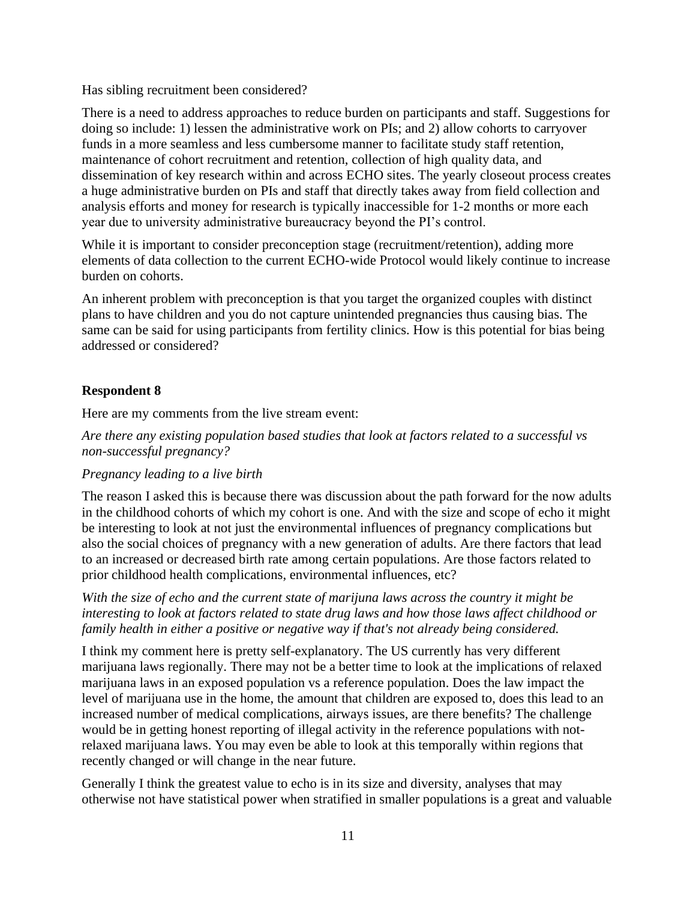Has sibling recruitment been considered?

There is a need to address approaches to reduce burden on participants and staff. Suggestions for doing so include: 1) lessen the administrative work on PIs; and 2) allow cohorts to carryover funds in a more seamless and less cumbersome manner to facilitate study staff retention, maintenance of cohort recruitment and retention, collection of high quality data, and dissemination of key research within and across ECHO sites. The yearly closeout process creates a huge administrative burden on PIs and staff that directly takes away from field collection and analysis efforts and money for research is typically inaccessible for 1-2 months or more each year due to university administrative bureaucracy beyond the PI's control.

While it is important to consider preconception stage (recruitment/retention), adding more elements of data collection to the current ECHO-wide Protocol would likely continue to increase burden on cohorts.

An inherent problem with preconception is that you target the organized couples with distinct plans to have children and you do not capture unintended pregnancies thus causing bias. The same can be said for using participants from fertility clinics. How is this potential for bias being addressed or considered?

### Respondent 8

Here are my comments from the live stream event:

*Are there any existing population based studies that look at factors related to a successful vs non-successful pregnancy?*

*Pregnancy leading to a live birth*

The reason I asked this is because there was discussion about the path forward for the now adults in the childhood cohorts of which my cohort is one. And with the size and scope of echo it might be interesting to look at not just the environmental influences of pregnancy complications but also the social choices of pregnancy with a new generation of adults. Are there factors that lead to an increased or decreased birth rate among certain populations. Are those factors related to prior childhood health complications, environmental influences, etc?

*With the size of echo and the current state of marijuna laws across the country it might be interesting to look at factors related to state drug laws and how those laws affect childhood or family health in either a positive or negative way if that's not already being considered.*

I think my comment here is pretty self-explanatory. The US currently has very different marijuana laws regionally. There may not be a better time to look at the implications of relaxed marijuana laws in an exposed population vs a reference population. Does the law impact the level of marijuana use in the home, the amount that children are exposed to, does this lead to an increased number of medical complications, airways issues, are there benefits? The challenge would be in getting honest reporting of illegal activity in the reference populations with not-relaxed marijuana laws. You may even be able to look at this temporally within regions that recently changed or will change in the near future.

Generally I think the greatest value to echo is in its size and diversity, analyses that may otherwise not have statistical power when stratified in smaller populations is a great and valuable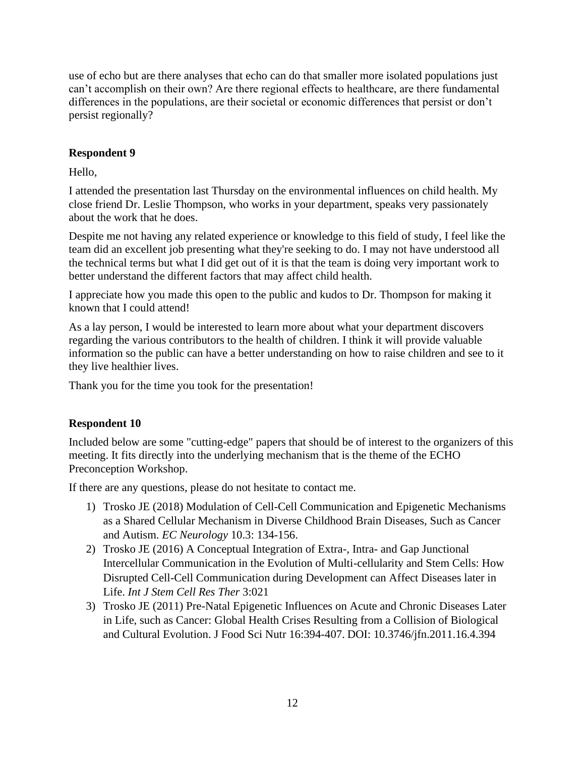use of echo but are there analyses that echo can do that smaller more isolated populations just can't accomplish on their own? Are there regional effects to healthcare, are there fundamental differences in the populations, are their societal or economic differences that persist or don't persist regionally?

**Respondent 9**

Hello,

I attended the presentation last Thursday on the environmental influences on child health. My close friend Dr. Leslie Thompson, who works in your department, speaks very passionately about the work that he does.

Despite me not having any related experience or knowledge to this field of study, I feel like the team did an excellent job presenting what they're seeking to do. I may not have understood all the technical terms but what I did get out of it is that the team is doing very important work to better understand the different factors that may affect child health.

I appreciate how you made this open to the public and kudos to Dr. Thompson for making it known that I could attend!

As a lay person, I would be interested to learn more about what your department discovers regarding the various contributors to the health of children. I think it will provide valuable information so the public can have a better understanding on how to raise children and see to it they live healthier lives.

Thank you for the time you took for the presentation!

**Respondent 10**

Included below are some "cutting-edge" papers that should be of interest to the organizers of this meeting. It fits directly into the underlying mechanism that is the theme of the ECHO Preconception Workshop.

If there are any questions, please do not hesitate to contact me.

1) Trosko JE (2018) Modulation of Cell-Cell Communication and Epigenetic Mechanisms as a Shared Cellular Mechanism in Diverse Childhood Brain Diseases, Such as Cancer and Autism. *EC Neurology* 10.3: 134-156.
2) Trosko JE (2016) A Conceptual Integration of Extra-, Intra- and Gap Junctional Intercellular Communication in the Evolution of Multi-cellularity and Stem Cells: How Disrupted Cell-Cell Communication during Development can Affect Diseases later in Life. *Int J Stem Cell Res Ther* 3:021
3) Trosko JE (2011) Pre-Natal Epigenetic Influences on Acute and Chronic Diseases Later in Life, such as Cancer: Global Health Crises Resulting from a Collision of Biological and Cultural Evolution. J Food Sci Nutr 16:394-407. DOI: 10.3746/jfn.2011.16.4.394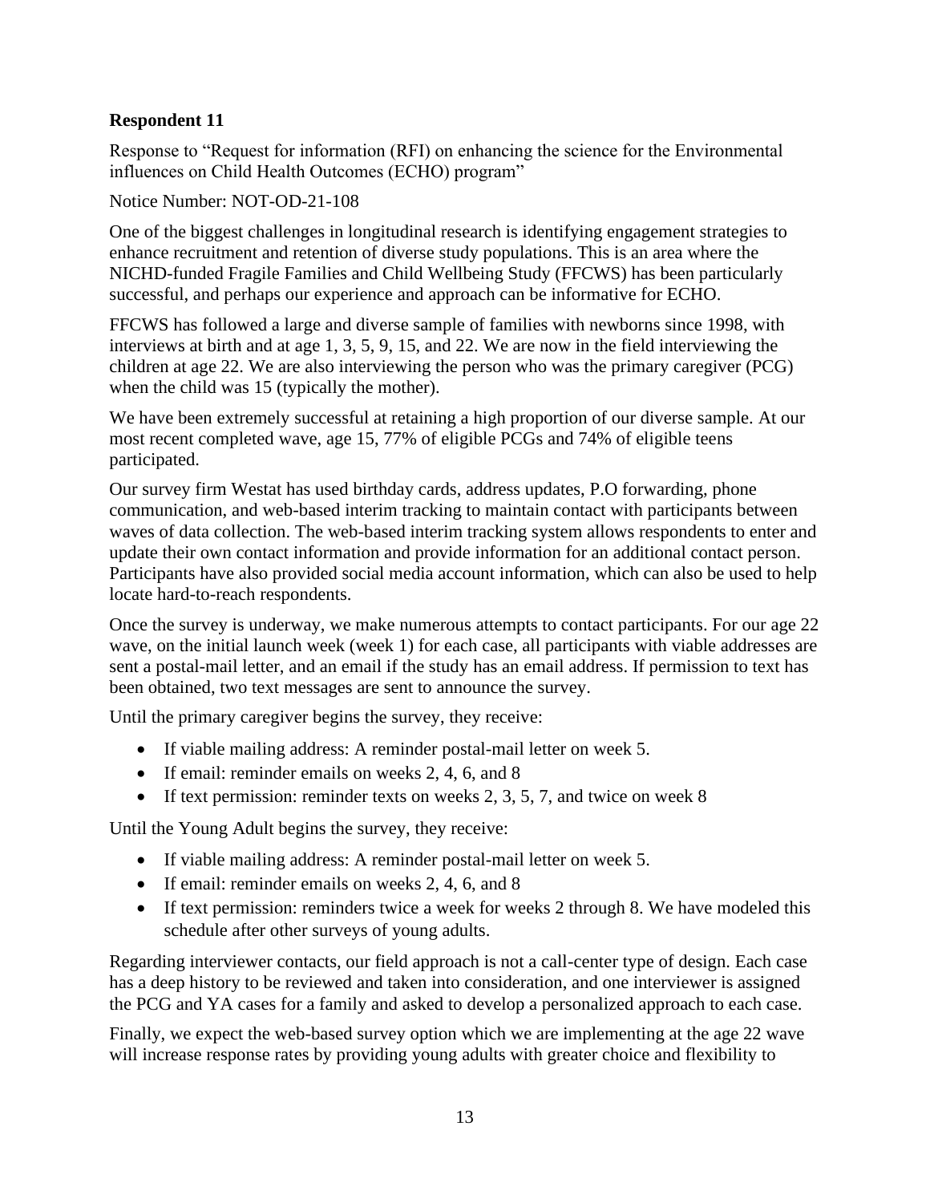**Respondent 11**

Response to "Request for information (RFI) on enhancing the science for the Environmental influences on Child Health Outcomes (ECHO) program"

Notice Number: NOT-OD-21-108

One of the biggest challenges in longitudinal research is identifying engagement strategies to enhance recruitment and retention of diverse study populations. This is an area where the NICHD-funded Fragile Families and Child Wellbeing Study (FFCWS) has been particularly successful, and perhaps our experience and approach can be informative for ECHO.

FFCWS has followed a large and diverse sample of families with newborns since 1998, with interviews at birth and at age 1, 3, 5, 9, 15, and 22. We are now in the field interviewing the children at age 22. We are also interviewing the person who was the primary caregiver (PCG) when the child was 15 (typically the mother).

We have been extremely successful at retaining a high proportion of our diverse sample. At our most recent completed wave, age 15, 77% of eligible PCGs and 74% of eligible teens participated.

Our survey firm Westat has used birthday cards, address updates, P.O forwarding, phone communication, and web-based interim tracking to maintain contact with participants between waves of data collection. The web-based interim tracking system allows respondents to enter and update their own contact information and provide information for an additional contact person. Participants have also provided social media account information, which can also be used to help locate hard-to-reach respondents.

Once the survey is underway, we make numerous attempts to contact participants. For our age 22 wave, on the initial launch week (week 1) for each case, all participants with viable addresses are sent a postal-mail letter, and an email if the study has an email address. If permission to text has been obtained, two text messages are sent to announce the survey.

Until the primary caregiver begins the survey, they receive:

- If viable mailing address: A reminder postal-mail letter on week 5.
- If email: reminder emails on weeks 2, 4, 6, and 8
- If text permission: reminder texts on weeks 2, 3, 5, 7, and twice on week 8

Until the Young Adult begins the survey, they receive:

- If viable mailing address: A reminder postal-mail letter on week 5.
- If email: reminder emails on weeks 2, 4, 6, and 8
- If text permission: reminders twice a week for weeks 2 through 8. We have modeled this schedule after other surveys of young adults.

Regarding interviewer contacts, our field approach is not a call-center type of design. Each case has a deep history to be reviewed and taken into consideration, and one interviewer is assigned the PCG and YA cases for a family and asked to develop a personalized approach to each case.

Finally, we expect the web-based survey option which we are implementing at the age 22 wave will increase response rates by providing young adults with greater choice and flexibility to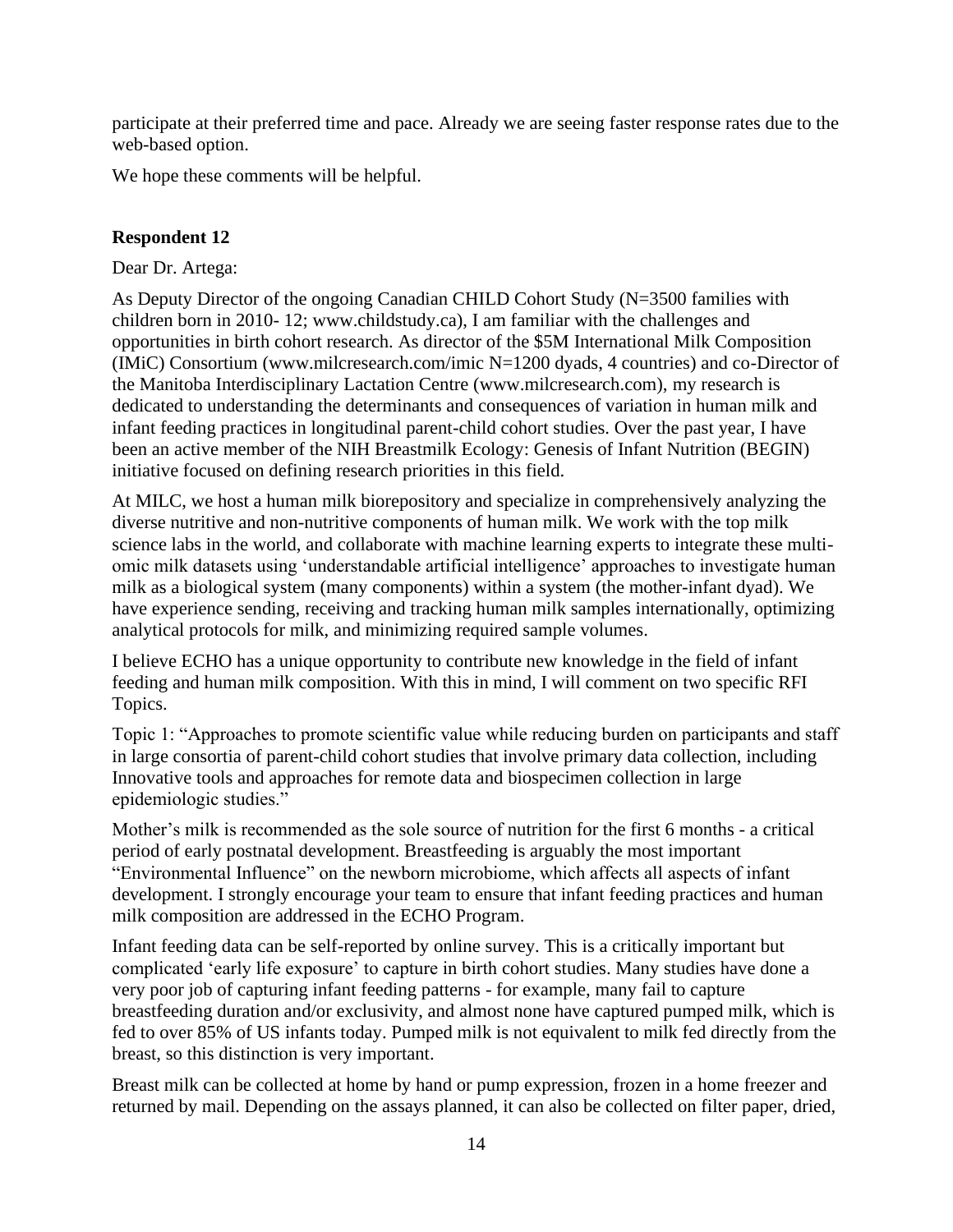participate at their preferred time and pace. Already we are seeing faster response rates due to the web-based option.

We hope these comments will be helpful.

**Respondent 12**

Dear Dr. Artega:

As Deputy Director of the ongoing Canadian CHILD Cohort Study (N=3500 families with children born in 2010- 12; www.childstudy.ca), I am familiar with the challenges and opportunities in birth cohort research. As director of the $5M International Milk Composition (IMiC) Consortium (www.milcresearch.com/imic N=1200 dyads, 4 countries) and co-Director of the Manitoba Interdisciplinary Lactation Centre (www.milcresearch.com), my research is dedicated to understanding the determinants and consequences of variation in human milk and infant feeding practices in longitudinal parent-child cohort studies. Over the past year, I have been an active member of the NIH Breastmilk Ecology: Genesis of Infant Nutrition (BEGIN) initiative focused on defining research priorities in this field.

At MILC, we host a human milk biorepository and specialize in comprehensively analyzing the diverse nutritive and non-nutritive components of human milk. We work with the top milk science labs in the world, and collaborate with machine learning experts to integrate these multi-omic milk datasets using 'understandable artificial intelligence' approaches to investigate human milk as a biological system (many components) within a system (the mother-infant dyad). We have experience sending, receiving and tracking human milk samples internationally, optimizing analytical protocols for milk, and minimizing required sample volumes.

I believe ECHO has a unique opportunity to contribute new knowledge in the field of infant feeding and human milk composition. With this in mind, I will comment on two specific RFI Topics.

Topic 1: "Approaches to promote scientific value while reducing burden on participants and staff in large consortia of parent-child cohort studies that involve primary data collection, including Innovative tools and approaches for remote data and biospecimen collection in large epidemiologic studies."

Mother's milk is recommended as the sole source of nutrition for the first 6 months - a critical period of early postnatal development. Breastfeeding is arguably the most important "Environmental Influence" on the newborn microbiome, which affects all aspects of infant development. I strongly encourage your team to ensure that infant feeding practices and human milk composition are addressed in the ECHO Program.

Infant feeding data can be self-reported by online survey. This is a critically important but complicated 'early life exposure' to capture in birth cohort studies. Many studies have done a very poor job of capturing infant feeding patterns - for example, many fail to capture breastfeeding duration and/or exclusivity, and almost none have captured pumped milk, which is fed to over 85% of US infants today. Pumped milk is not equivalent to milk fed directly from the breast, so this distinction is very important.

Breast milk can be collected at home by hand or pump expression, frozen in a home freezer and returned by mail. Depending on the assays planned, it can also be collected on filter paper, dried,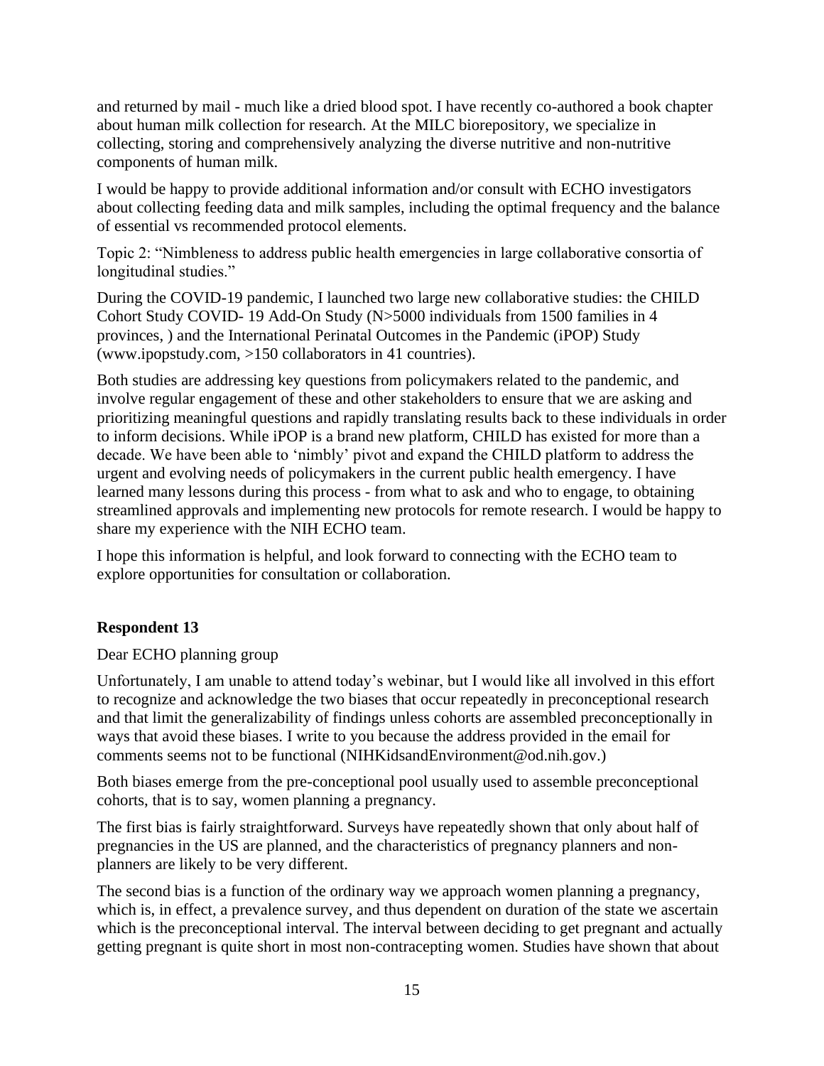and returned by mail - much like a dried blood spot. I have recently co-authored a book chapter about human milk collection for research. At the MILC biorepository, we specialize in collecting, storing and comprehensively analyzing the diverse nutritive and non-nutritive components of human milk.

I would be happy to provide additional information and/or consult with ECHO investigators about collecting feeding data and milk samples, including the optimal frequency and the balance of essential vs recommended protocol elements.

Topic 2: "Nimbleness to address public health emergencies in large collaborative consortia of longitudinal studies."

During the COVID-19 pandemic, I launched two large new collaborative studies: the CHILD Cohort Study COVID- 19 Add-On Study (N>5000 individuals from 1500 families in 4 provinces, ) and the International Perinatal Outcomes in the Pandemic (iPOP) Study (www.ipopstudy.com, >150 collaborators in 41 countries).

Both studies are addressing key questions from policymakers related to the pandemic, and involve regular engagement of these and other stakeholders to ensure that we are asking and prioritizing meaningful questions and rapidly translating results back to these individuals in order to inform decisions. While iPOP is a brand new platform, CHILD has existed for more than a decade. We have been able to 'nimbly' pivot and expand the CHILD platform to address the urgent and evolving needs of policymakers in the current public health emergency. I have learned many lessons during this process - from what to ask and who to engage, to obtaining streamlined approvals and implementing new protocols for remote research. I would be happy to share my experience with the NIH ECHO team.

I hope this information is helpful, and look forward to connecting with the ECHO team to explore opportunities for consultation or collaboration.

**Respondent 13**

Dear ECHO planning group

Unfortunately, I am unable to attend today's webinar, but I would like all involved in this effort to recognize and acknowledge the two biases that occur repeatedly in preconceptional research and that limit the generalizability of findings unless cohorts are assembled preconceptionally in ways that avoid these biases. I write to you because the address provided in the email for comments seems not to be functional (NIHKidsandEnvironment@od.nih.gov.)

Both biases emerge from the pre-conceptional pool usually used to assemble preconceptional cohorts, that is to say, women planning a pregnancy.

The first bias is fairly straightforward. Surveys have repeatedly shown that only about half of pregnancies in the US are planned, and the characteristics of pregnancy planners and non-planners are likely to be very different.

The second bias is a function of the ordinary way we approach women planning a pregnancy, which is, in effect, a prevalence survey, and thus dependent on duration of the state we ascertain which is the preconceptional interval. The interval between deciding to get pregnant and actually getting pregnant is quite short in most non-contracepting women. Studies have shown that about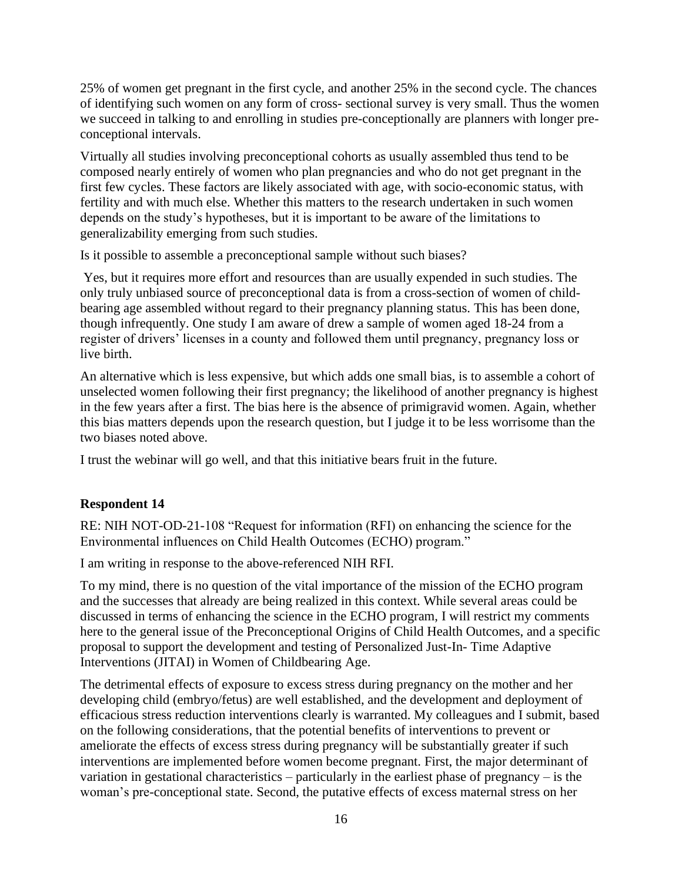25% of women get pregnant in the first cycle, and another 25% in the second cycle. The chances of identifying such women on any form of cross- sectional survey is very small. Thus the women we succeed in talking to and enrolling in studies pre-conceptionally are planners with longer pre-conceptional intervals.

Virtually all studies involving preconceptional cohorts as usually assembled thus tend to be composed nearly entirely of women who plan pregnancies and who do not get pregnant in the first few cycles. These factors are likely associated with age, with socio-economic status, with fertility and with much else. Whether this matters to the research undertaken in such women depends on the study's hypotheses, but it is important to be aware of the limitations to generalizability emerging from such studies.

Is it possible to assemble a preconceptional sample without such biases?

Yes, but it requires more effort and resources than are usually expended in such studies. The only truly unbiased source of preconceptional data is from a cross-section of women of child-bearing age assembled without regard to their pregnancy planning status. This has been done, though infrequently. One study I am aware of drew a sample of women aged 18-24 from a register of drivers' licenses in a county and followed them until pregnancy, pregnancy loss or live birth.

An alternative which is less expensive, but which adds one small bias, is to assemble a cohort of unselected women following their first pregnancy; the likelihood of another pregnancy is highest in the few years after a first. The bias here is the absence of primigravid women. Again, whether this bias matters depends upon the research question, but I judge it to be less worrisome than the two biases noted above.

I trust the webinar will go well, and that this initiative bears fruit in the future.

**Respondent 14**

RE: NIH NOT-OD-21-108 "Request for information (RFI) on enhancing the science for the Environmental influences on Child Health Outcomes (ECHO) program."

I am writing in response to the above-referenced NIH RFI.

To my mind, there is no question of the vital importance of the mission of the ECHO program and the successes that already are being realized in this context. While several areas could be discussed in terms of enhancing the science in the ECHO program, I will restrict my comments here to the general issue of the Preconceptional Origins of Child Health Outcomes, and a specific proposal to support the development and testing of Personalized Just-In- Time Adaptive Interventions (JITAI) in Women of Childbearing Age.

The detrimental effects of exposure to excess stress during pregnancy on the mother and her developing child (embryo/fetus) are well established, and the development and deployment of efficacious stress reduction interventions clearly is warranted. My colleagues and I submit, based on the following considerations, that the potential benefits of interventions to prevent or ameliorate the effects of excess stress during pregnancy will be substantially greater if such interventions are implemented before women become pregnant. First, the major determinant of variation in gestational characteristics – particularly in the earliest phase of pregnancy – is the woman's pre-conceptional state. Second, the putative effects of excess maternal stress on her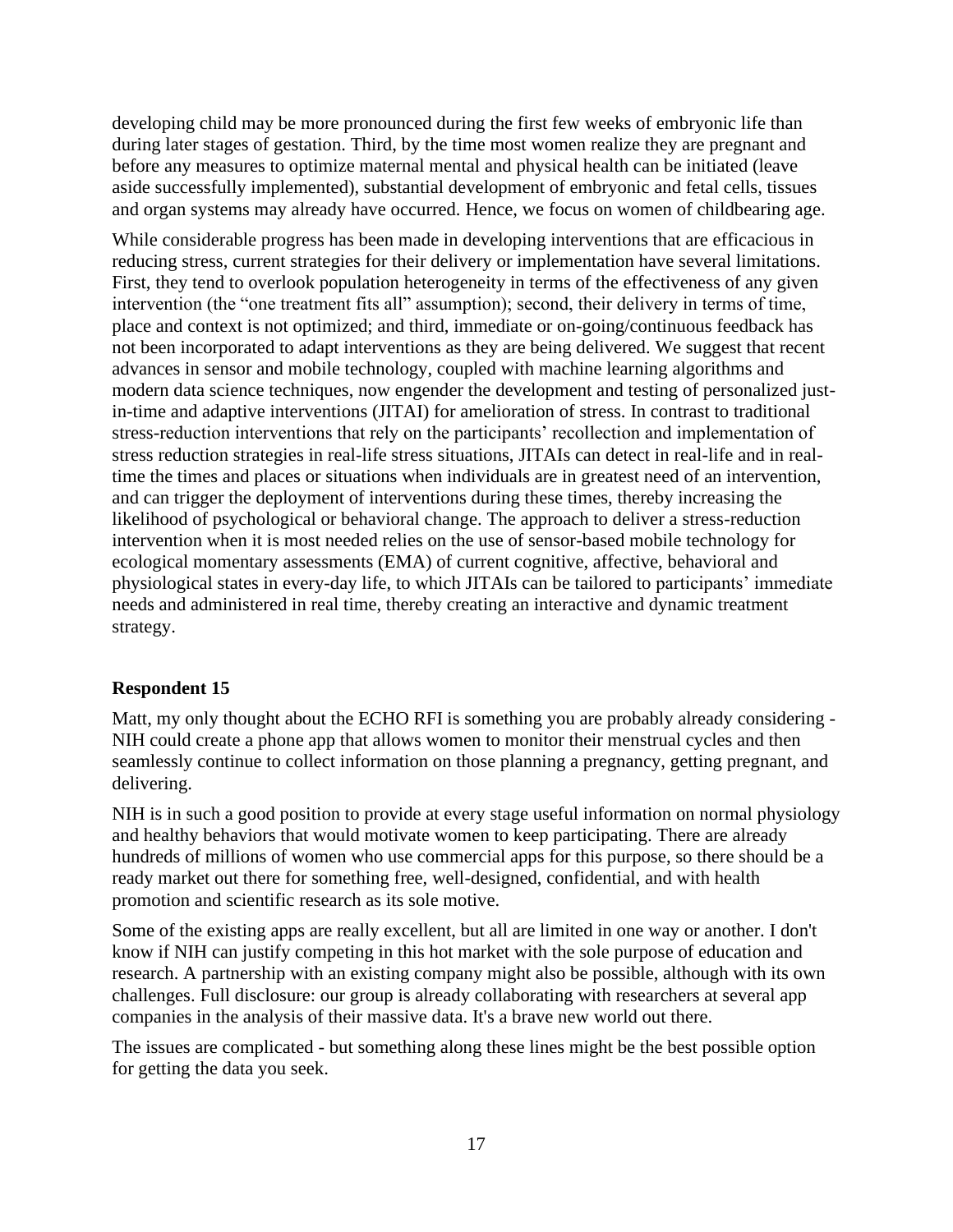developing child may be more pronounced during the first few weeks of embryonic life than during later stages of gestation. Third, by the time most women realize they are pregnant and before any measures to optimize maternal mental and physical health can be initiated (leave aside successfully implemented), substantial development of embryonic and fetal cells, tissues and organ systems may already have occurred. Hence, we focus on women of childbearing age.

While considerable progress has been made in developing interventions that are efficacious in reducing stress, current strategies for their delivery or implementation have several limitations. First, they tend to overlook population heterogeneity in terms of the effectiveness of any given intervention (the "one treatment fits all" assumption); second, their delivery in terms of time, place and context is not optimized; and third, immediate or on-going/continuous feedback has not been incorporated to adapt interventions as they are being delivered. We suggest that recent advances in sensor and mobile technology, coupled with machine learning algorithms and modern data science techniques, now engender the development and testing of personalized just-in-time and adaptive interventions (JITAI) for amelioration of stress. In contrast to traditional stress-reduction interventions that rely on the participants' recollection and implementation of stress reduction strategies in real-life stress situations, JITAIs can detect in real-life and in real-time the times and places or situations when individuals are in greatest need of an intervention, and can trigger the deployment of interventions during these times, thereby increasing the likelihood of psychological or behavioral change. The approach to deliver a stress-reduction intervention when it is most needed relies on the use of sensor-based mobile technology for ecological momentary assessments (EMA) of current cognitive, affective, behavioral and physiological states in every-day life, to which JITAIs can be tailored to participants' immediate needs and administered in real time, thereby creating an interactive and dynamic treatment strategy.

**Respondent 15**

Matt, my only thought about the ECHO RFI is something you are probably already considering - NIH could create a phone app that allows women to monitor their menstrual cycles and then seamlessly continue to collect information on those planning a pregnancy, getting pregnant, and delivering.

NIH is in such a good position to provide at every stage useful information on normal physiology and healthy behaviors that would motivate women to keep participating. There are already hundreds of millions of women who use commercial apps for this purpose, so there should be a ready market out there for something free, well-designed, confidential, and with health promotion and scientific research as its sole motive.

Some of the existing apps are really excellent, but all are limited in one way or another. I don't know if NIH can justify competing in this hot market with the sole purpose of education and research. A partnership with an existing company might also be possible, although with its own challenges. Full disclosure: our group is already collaborating with researchers at several app companies in the analysis of their massive data. It's a brave new world out there.

The issues are complicated - but something along these lines might be the best possible option for getting the data you seek.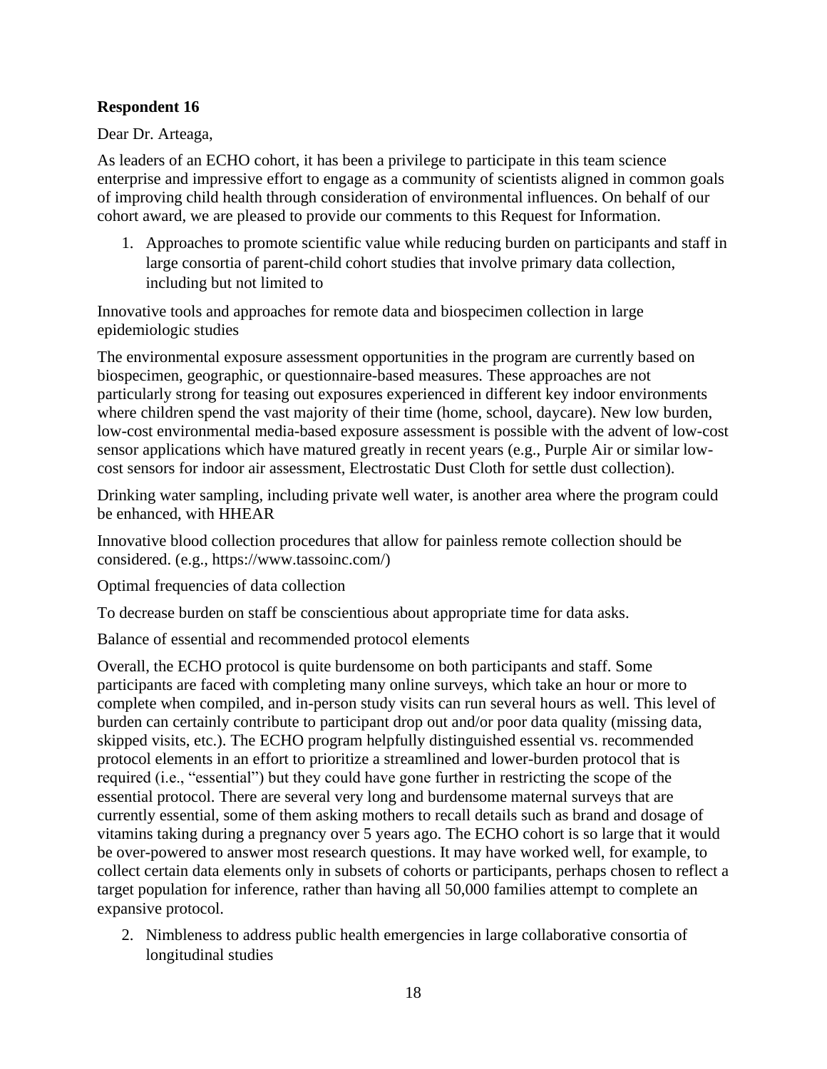**Respondent 16**

Dear Dr. Arteaga,

As leaders of an ECHO cohort, it has been a privilege to participate in this team science enterprise and impressive effort to engage as a community of scientists aligned in common goals of improving child health through consideration of environmental influences. On behalf of our cohort award, we are pleased to provide our comments to this Request for Information.

1. Approaches to promote scientific value while reducing burden on participants and staff in large consortia of parent-child cohort studies that involve primary data collection, including but not limited to

Innovative tools and approaches for remote data and biospecimen collection in large epidemiologic studies

The environmental exposure assessment opportunities in the program are currently based on biospecimen, geographic, or questionnaire-based measures. These approaches are not particularly strong for teasing out exposures experienced in different key indoor environments where children spend the vast majority of their time (home, school, daycare). New low burden, low-cost environmental media-based exposure assessment is possible with the advent of low-cost sensor applications which have matured greatly in recent years (e.g., Purple Air or similar low-cost sensors for indoor air assessment, Electrostatic Dust Cloth for settle dust collection).

Drinking water sampling, including private well water, is another area where the program could be enhanced, with HHEAR

Innovative blood collection procedures that allow for painless remote collection should be considered. (e.g., https://www.tassoinc.com/)

Optimal frequencies of data collection

To decrease burden on staff be conscientious about appropriate time for data asks.

Balance of essential and recommended protocol elements

Overall, the ECHO protocol is quite burdensome on both participants and staff. Some participants are faced with completing many online surveys, which take an hour or more to complete when compiled, and in-person study visits can run several hours as well. This level of burden can certainly contribute to participant drop out and/or poor data quality (missing data, skipped visits, etc.). The ECHO program helpfully distinguished essential vs. recommended protocol elements in an effort to prioritize a streamlined and lower-burden protocol that is required (i.e., "essential") but they could have gone further in restricting the scope of the essential protocol. There are several very long and burdensome maternal surveys that are currently essential, some of them asking mothers to recall details such as brand and dosage of vitamins taking during a pregnancy over 5 years ago. The ECHO cohort is so large that it would be over-powered to answer most research questions. It may have worked well, for example, to collect certain data elements only in subsets of cohorts or participants, perhaps chosen to reflect a target population for inference, rather than having all 50,000 families attempt to complete an expansive protocol.

2. Nimbleness to address public health emergencies in large collaborative consortia of longitudinal studies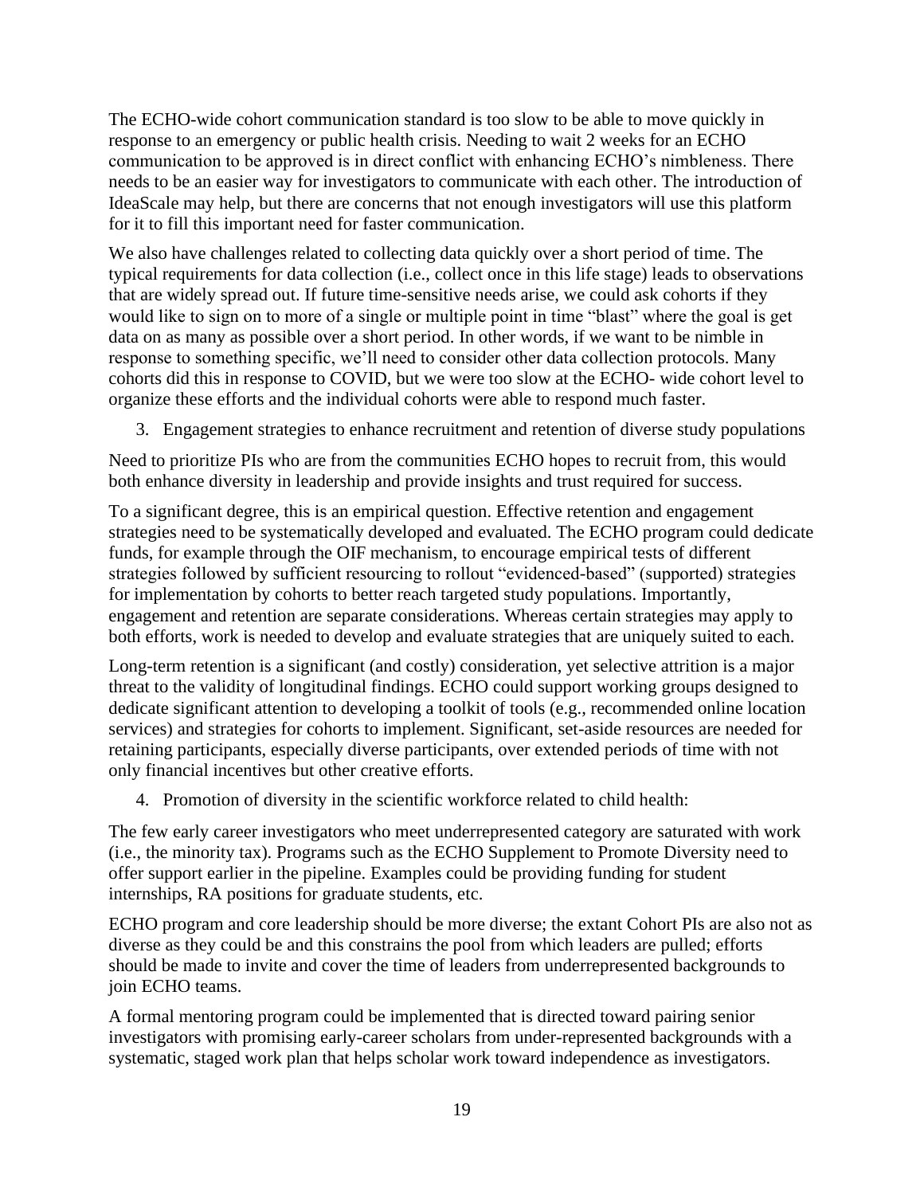The ECHO-wide cohort communication standard is too slow to be able to move quickly in response to an emergency or public health crisis. Needing to wait 2 weeks for an ECHO communication to be approved is in direct conflict with enhancing ECHO's nimbleness. There needs to be an easier way for investigators to communicate with each other. The introduction of IdeaScale may help, but there are concerns that not enough investigators will use this platform for it to fill this important need for faster communication.

We also have challenges related to collecting data quickly over a short period of time. The typical requirements for data collection (i.e., collect once in this life stage) leads to observations that are widely spread out. If future time-sensitive needs arise, we could ask cohorts if they would like to sign on to more of a single or multiple point in time "blast" where the goal is get data on as many as possible over a short period. In other words, if we want to be nimble in response to something specific, we'll need to consider other data collection protocols. Many cohorts did this in response to COVID, but we were too slow at the ECHO- wide cohort level to organize these efforts and the individual cohorts were able to respond much faster.

3. Engagement strategies to enhance recruitment and retention of diverse study populations

Need to prioritize PIs who are from the communities ECHO hopes to recruit from, this would both enhance diversity in leadership and provide insights and trust required for success.

To a significant degree, this is an empirical question. Effective retention and engagement strategies need to be systematically developed and evaluated. The ECHO program could dedicate funds, for example through the OIF mechanism, to encourage empirical tests of different strategies followed by sufficient resourcing to rollout "evidenced-based" (supported) strategies for implementation by cohorts to better reach targeted study populations. Importantly, engagement and retention are separate considerations. Whereas certain strategies may apply to both efforts, work is needed to develop and evaluate strategies that are uniquely suited to each.

Long-term retention is a significant (and costly) consideration, yet selective attrition is a major threat to the validity of longitudinal findings. ECHO could support working groups designed to dedicate significant attention to developing a toolkit of tools (e.g., recommended online location services) and strategies for cohorts to implement. Significant, set-aside resources are needed for retaining participants, especially diverse participants, over extended periods of time with not only financial incentives but other creative efforts.

4. Promotion of diversity in the scientific workforce related to child health:

The few early career investigators who meet underrepresented category are saturated with work (i.e., the minority tax). Programs such as the ECHO Supplement to Promote Diversity need to offer support earlier in the pipeline. Examples could be providing funding for student internships, RA positions for graduate students, etc.

ECHO program and core leadership should be more diverse; the extant Cohort PIs are also not as diverse as they could be and this constrains the pool from which leaders are pulled; efforts should be made to invite and cover the time of leaders from underrepresented backgrounds to join ECHO teams.

A formal mentoring program could be implemented that is directed toward pairing senior investigators with promising early-career scholars from under-represented backgrounds with a systematic, staged work plan that helps scholar work toward independence as investigators.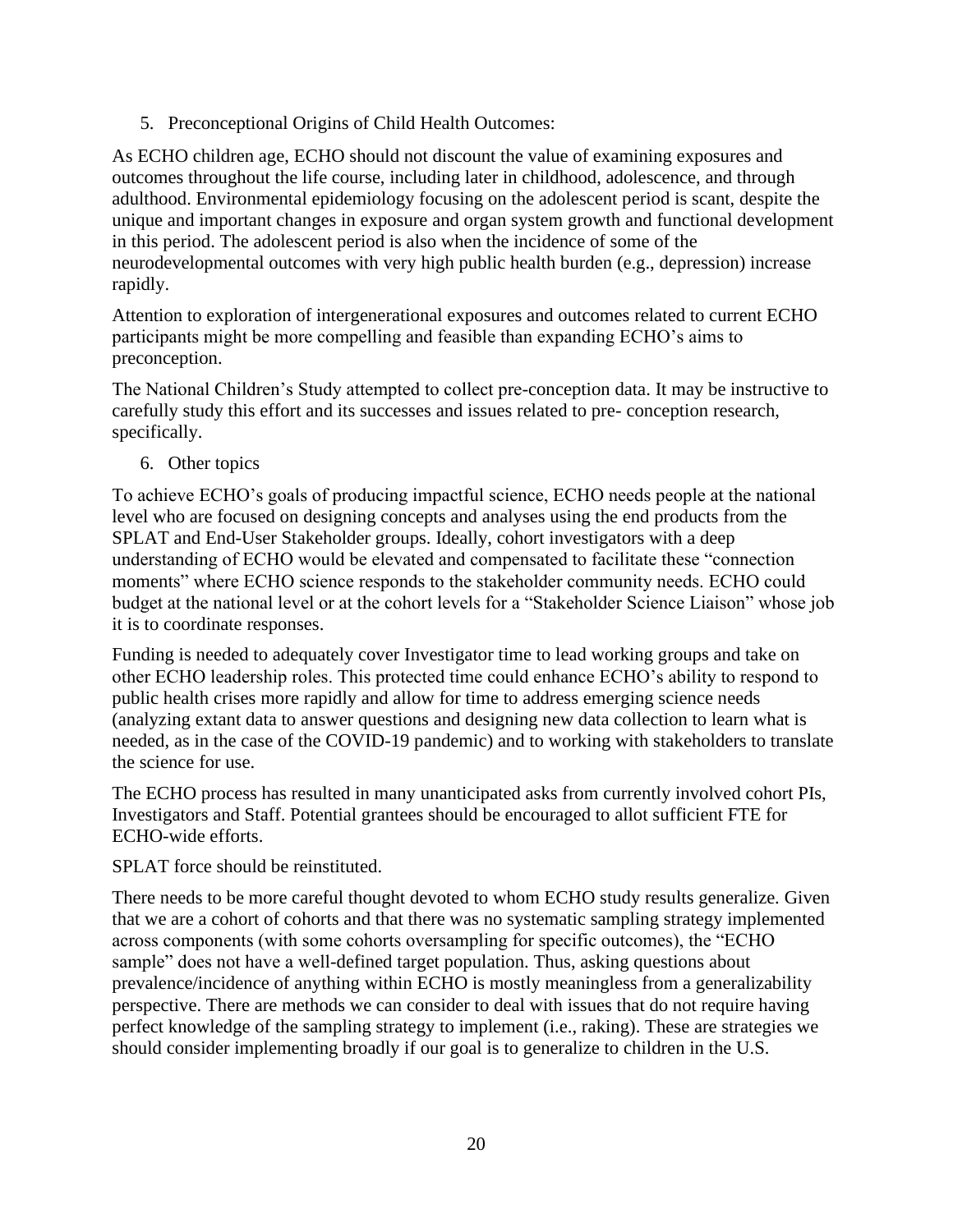5. Preconceptional Origins of Child Health Outcomes:

As ECHO children age, ECHO should not discount the value of examining exposures and outcomes throughout the life course, including later in childhood, adolescence, and through adulthood. Environmental epidemiology focusing on the adolescent period is scant, despite the unique and important changes in exposure and organ system growth and functional development in this period. The adolescent period is also when the incidence of some of the neurodevelopmental outcomes with very high public health burden (e.g., depression) increase rapidly.

Attention to exploration of intergenerational exposures and outcomes related to current ECHO participants might be more compelling and feasible than expanding ECHO's aims to preconception.

The National Children's Study attempted to collect pre-conception data. It may be instructive to carefully study this effort and its successes and issues related to pre- conception research, specifically.

6. Other topics

To achieve ECHO's goals of producing impactful science, ECHO needs people at the national level who are focused on designing concepts and analyses using the end products from the SPLAT and End-User Stakeholder groups. Ideally, cohort investigators with a deep understanding of ECHO would be elevated and compensated to facilitate these "connection moments" where ECHO science responds to the stakeholder community needs. ECHO could budget at the national level or at the cohort levels for a "Stakeholder Science Liaison" whose job it is to coordinate responses.

Funding is needed to adequately cover Investigator time to lead working groups and take on other ECHO leadership roles. This protected time could enhance ECHO's ability to respond to public health crises more rapidly and allow for time to address emerging science needs (analyzing extant data to answer questions and designing new data collection to learn what is needed, as in the case of the COVID-19 pandemic) and to working with stakeholders to translate the science for use.

The ECHO process has resulted in many unanticipated asks from currently involved cohort PIs, Investigators and Staff. Potential grantees should be encouraged to allot sufficient FTE for ECHO-wide efforts.

SPLAT force should be reinstituted.

There needs to be more careful thought devoted to whom ECHO study results generalize. Given that we are a cohort of cohorts and that there was no systematic sampling strategy implemented across components (with some cohorts oversampling for specific outcomes), the "ECHO sample" does not have a well-defined target population. Thus, asking questions about prevalence/incidence of anything within ECHO is mostly meaningless from a generalizability perspective. There are methods we can consider to deal with issues that do not require having perfect knowledge of the sampling strategy to implement (i.e., raking). These are strategies we should consider implementing broadly if our goal is to generalize to children in the U.S.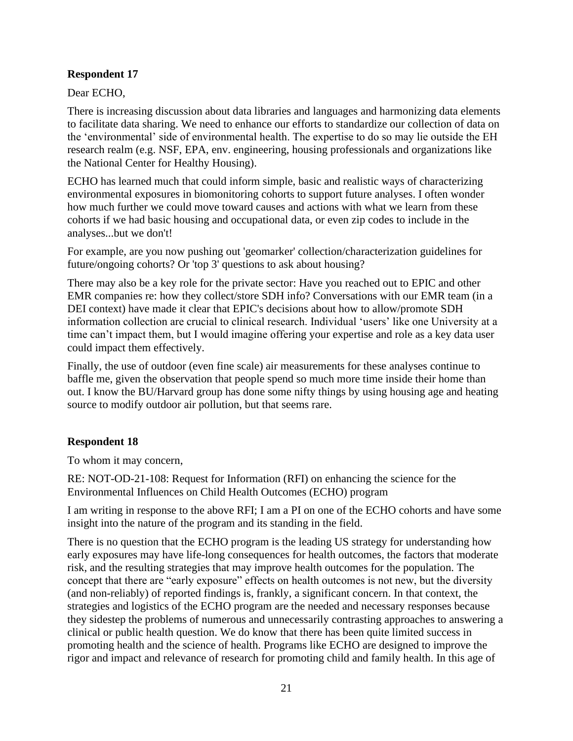**Respondent 17**

Dear ECHO,

There is increasing discussion about data libraries and languages and harmonizing data elements to facilitate data sharing. We need to enhance our efforts to standardize our collection of data on the 'environmental' side of environmental health. The expertise to do so may lie outside the EH research realm (e.g. NSF, EPA, env. engineering, housing professionals and organizations like the National Center for Healthy Housing).

ECHO has learned much that could inform simple, basic and realistic ways of characterizing environmental exposures in biomonitoring cohorts to support future analyses. I often wonder how much further we could move toward causes and actions with what we learn from these cohorts if we had basic housing and occupational data, or even zip codes to include in the analyses...but we don't!

For example, are you now pushing out 'geomarker' collection/characterization guidelines for future/ongoing cohorts? Or 'top 3' questions to ask about housing?

There may also be a key role for the private sector: Have you reached out to EPIC and other EMR companies re: how they collect/store SDH info? Conversations with our EMR team (in a DEI context) have made it clear that EPIC's decisions about how to allow/promote SDH information collection are crucial to clinical research. Individual 'users' like one University at a time can't impact them, but I would imagine offering your expertise and role as a key data user could impact them effectively.

Finally, the use of outdoor (even fine scale) air measurements for these analyses continue to baffle me, given the observation that people spend so much more time inside their home than out. I know the BU/Harvard group has done some nifty things by using housing age and heating source to modify outdoor air pollution, but that seems rare.

**Respondent 18**

To whom it may concern,

RE: NOT-OD-21-108: Request for Information (RFI) on enhancing the science for the Environmental Influences on Child Health Outcomes (ECHO) program

I am writing in response to the above RFI; I am a PI on one of the ECHO cohorts and have some insight into the nature of the program and its standing in the field.

There is no question that the ECHO program is the leading US strategy for understanding how early exposures may have life-long consequences for health outcomes, the factors that moderate risk, and the resulting strategies that may improve health outcomes for the population. The concept that there are "early exposure" effects on health outcomes is not new, but the diversity (and non-reliably) of reported findings is, frankly, a significant concern. In that context, the strategies and logistics of the ECHO program are the needed and necessary responses because they sidestep the problems of numerous and unnecessarily contrasting approaches to answering a clinical or public health question. We do know that there has been quite limited success in promoting health and the science of health. Programs like ECHO are designed to improve the rigor and impact and relevance of research for promoting child and family health. In this age of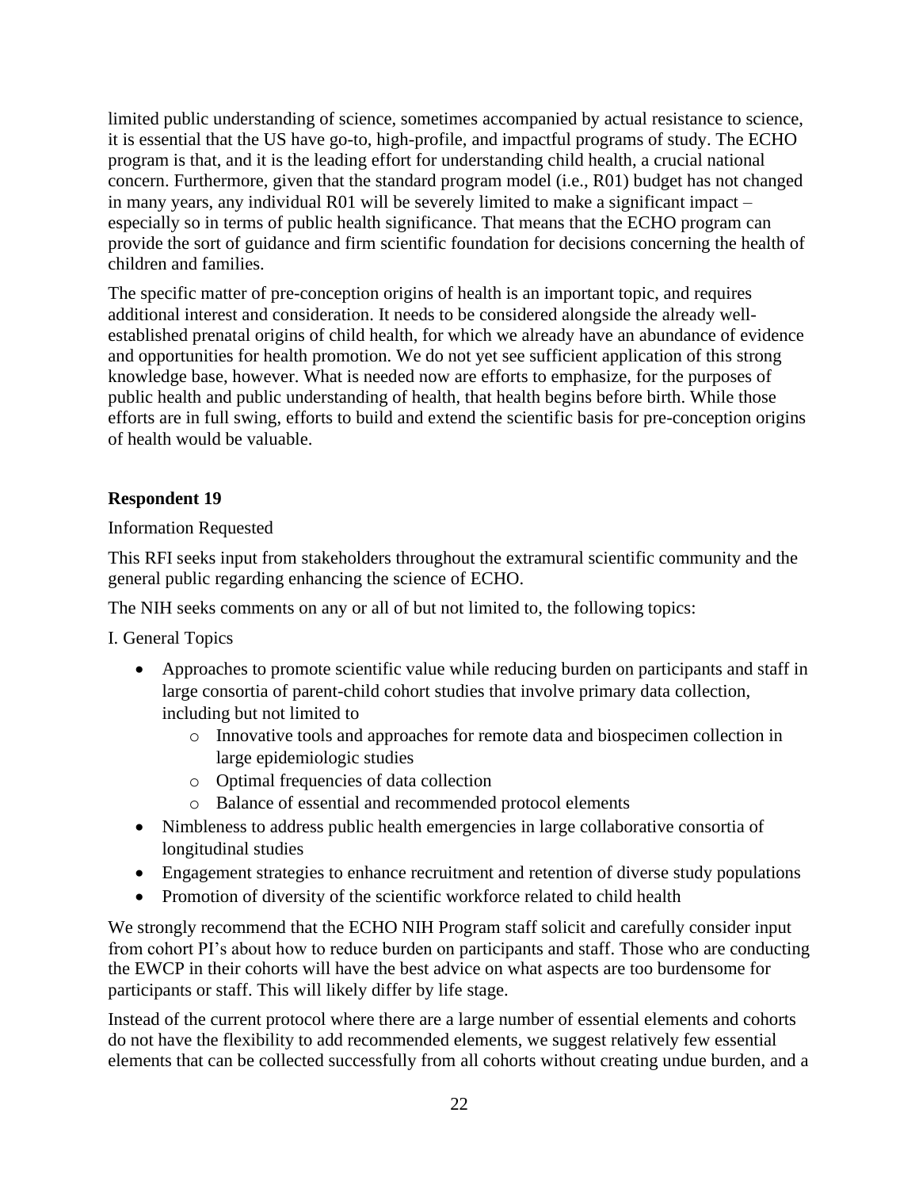limited public understanding of science, sometimes accompanied by actual resistance to science, it is essential that the US have go-to, high-profile, and impactful programs of study. The ECHO program is that, and it is the leading effort for understanding child health, a crucial national concern. Furthermore, given that the standard program model (i.e., R01) budget has not changed in many years, any individual R01 will be severely limited to make a significant impact – especially so in terms of public health significance. That means that the ECHO program can provide the sort of guidance and firm scientific foundation for decisions concerning the health of children and families.

The specific matter of pre-conception origins of health is an important topic, and requires additional interest and consideration. It needs to be considered alongside the already well-established prenatal origins of child health, for which we already have an abundance of evidence and opportunities for health promotion. We do not yet see sufficient application of this strong knowledge base, however. What is needed now are efforts to emphasize, for the purposes of public health and public understanding of health, that health begins before birth. While those efforts are in full swing, efforts to build and extend the scientific basis for pre-conception origins of health would be valuable.

**Respondent 19**

Information Requested

This RFI seeks input from stakeholders throughout the extramural scientific community and the general public regarding enhancing the science of ECHO.

The NIH seeks comments on any or all of but not limited to, the following topics:

I. General Topics

- Approaches to promote scientific value while reducing burden on participants and staff in large consortia of parent-child cohort studies that involve primary data collection, including but not limited to
  - Innovative tools and approaches for remote data and biospecimen collection in large epidemiologic studies
  - Optimal frequencies of data collection
  - Balance of essential and recommended protocol elements
- Nimbleness to address public health emergencies in large collaborative consortia of longitudinal studies
- Engagement strategies to enhance recruitment and retention of diverse study populations
- Promotion of diversity of the scientific workforce related to child health

We strongly recommend that the ECHO NIH Program staff solicit and carefully consider input from cohort PI's about how to reduce burden on participants and staff. Those who are conducting the EWCP in their cohorts will have the best advice on what aspects are too burdensome for participants or staff. This will likely differ by life stage.

Instead of the current protocol where there are a large number of essential elements and cohorts do not have the flexibility to add recommended elements, we suggest relatively few essential elements that can be collected successfully from all cohorts without creating undue burden, and a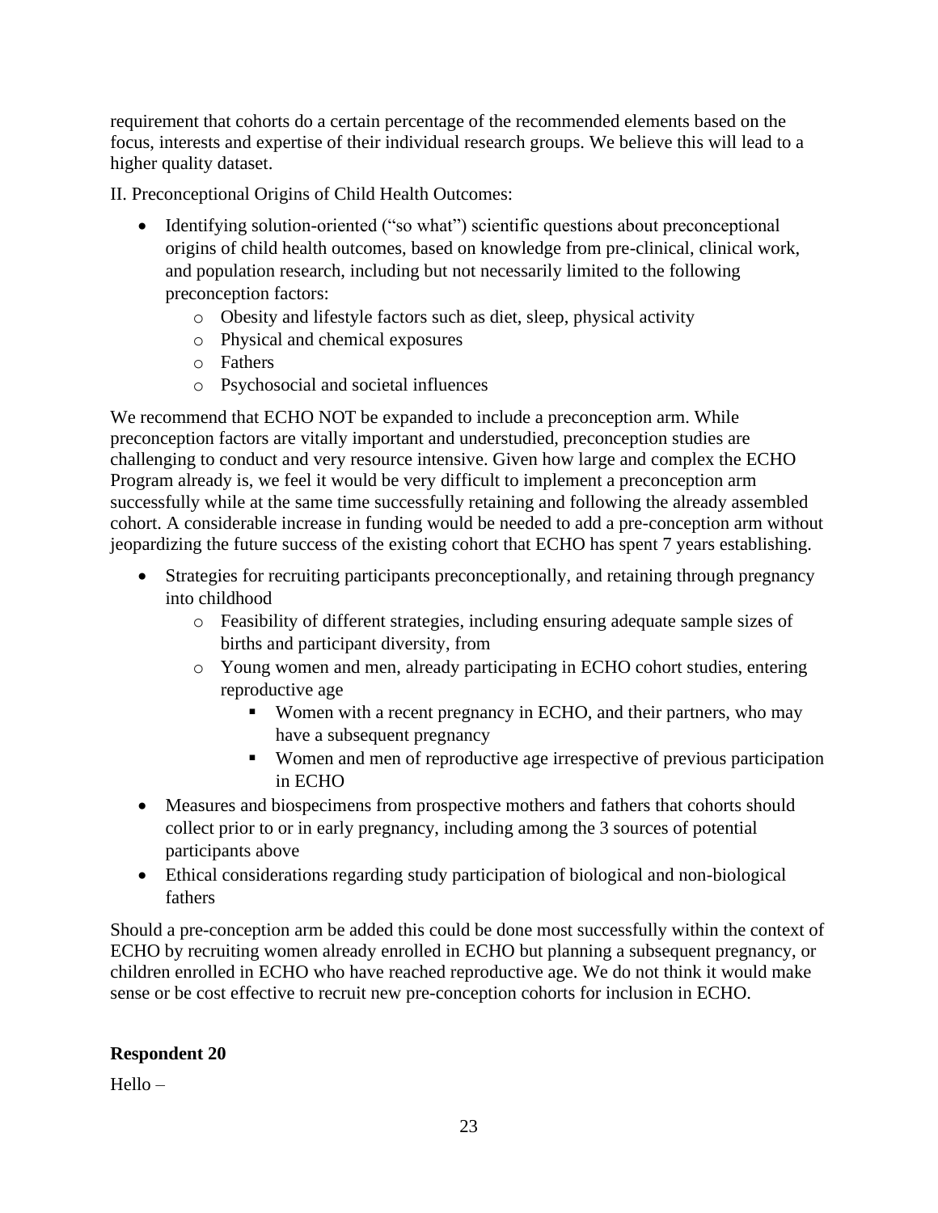requirement that cohorts do a certain percentage of the recommended elements based on the focus, interests and expertise of their individual research groups. We believe this will lead to a higher quality dataset.

II. Preconceptional Origins of Child Health Outcomes:

- Identifying solution-oriented ("so what") scientific questions about preconceptional origins of child health outcomes, based on knowledge from pre-clinical, clinical work, and population research, including but not necessarily limited to the following preconception factors:
  - Obesity and lifestyle factors such as diet, sleep, physical activity
  - Physical and chemical exposures
  - Fathers
  - Psychosocial and societal influences

We recommend that ECHO NOT be expanded to include a preconception arm. While preconception factors are vitally important and understudied, preconception studies are challenging to conduct and very resource intensive. Given how large and complex the ECHO Program already is, we feel it would be very difficult to implement a preconception arm successfully while at the same time successfully retaining and following the already assembled cohort. A considerable increase in funding would be needed to add a pre-conception arm without jeopardizing the future success of the existing cohort that ECHO has spent 7 years establishing.

- Strategies for recruiting participants preconceptionally, and retaining through pregnancy into childhood
  - Feasibility of different strategies, including ensuring adequate sample sizes of births and participant diversity, from
  - Young women and men, already participating in ECHO cohort studies, entering reproductive age
    - Women with a recent pregnancy in ECHO, and their partners, who may have a subsequent pregnancy
    - Women and men of reproductive age irrespective of previous participation in ECHO
- Measures and biospecimens from prospective mothers and fathers that cohorts should collect prior to or in early pregnancy, including among the 3 sources of potential participants above
- Ethical considerations regarding study participation of biological and non-biological fathers

Should a pre-conception arm be added this could be done most successfully within the context of ECHO by recruiting women already enrolled in ECHO but planning a subsequent pregnancy, or children enrolled in ECHO who have reached reproductive age. We do not think it would make sense or be cost effective to recruit new pre-conception cohorts for inclusion in ECHO.

**Respondent 20**

Hello –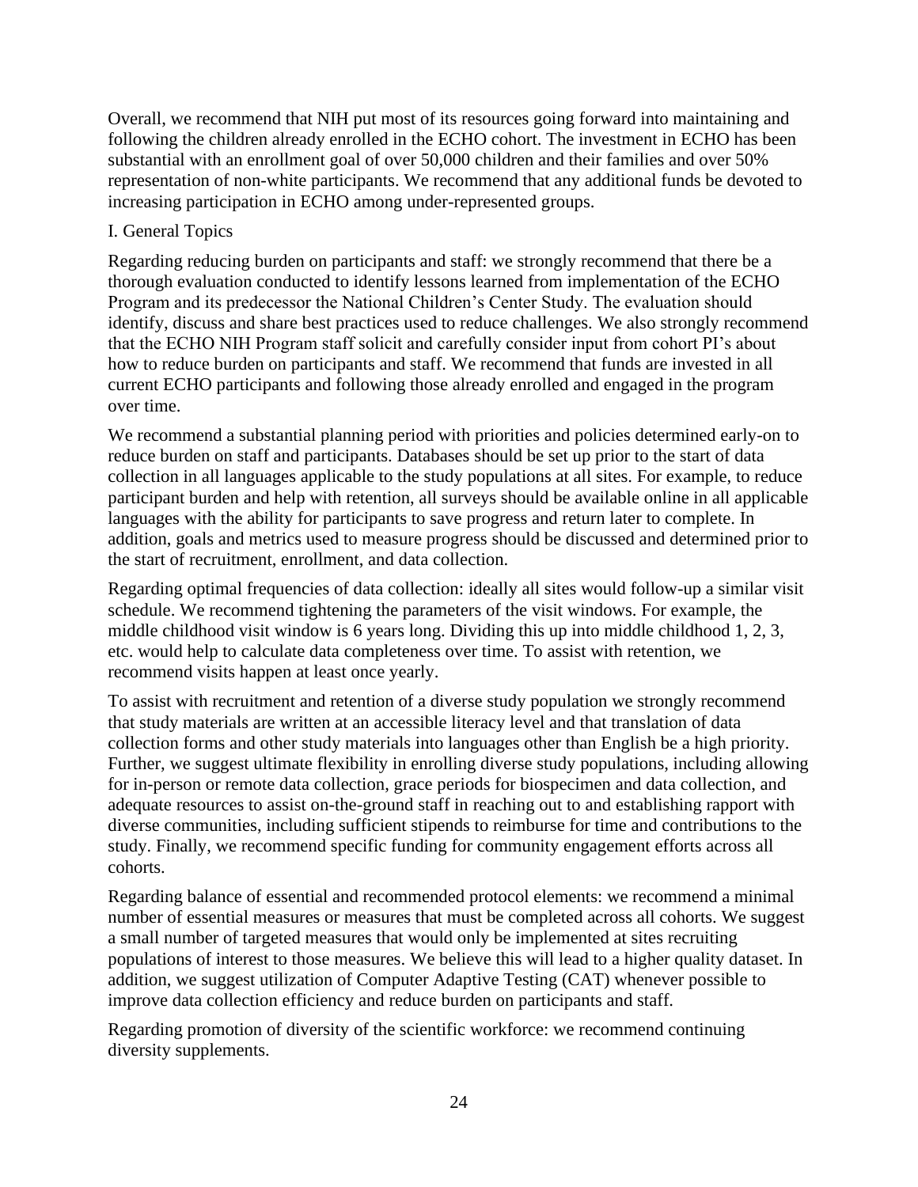Overall, we recommend that NIH put most of its resources going forward into maintaining and following the children already enrolled in the ECHO cohort. The investment in ECHO has been substantial with an enrollment goal of over 50,000 children and their families and over 50% representation of non-white participants. We recommend that any additional funds be devoted to increasing participation in ECHO among under-represented groups.

I. General Topics

Regarding reducing burden on participants and staff: we strongly recommend that there be a thorough evaluation conducted to identify lessons learned from implementation of the ECHO Program and its predecessor the National Children's Center Study. The evaluation should identify, discuss and share best practices used to reduce challenges. We also strongly recommend that the ECHO NIH Program staff solicit and carefully consider input from cohort PI's about how to reduce burden on participants and staff. We recommend that funds are invested in all current ECHO participants and following those already enrolled and engaged in the program over time.

We recommend a substantial planning period with priorities and policies determined early-on to reduce burden on staff and participants. Databases should be set up prior to the start of data collection in all languages applicable to the study populations at all sites. For example, to reduce participant burden and help with retention, all surveys should be available online in all applicable languages with the ability for participants to save progress and return later to complete. In addition, goals and metrics used to measure progress should be discussed and determined prior to the start of recruitment, enrollment, and data collection.

Regarding optimal frequencies of data collection: ideally all sites would follow-up a similar visit schedule. We recommend tightening the parameters of the visit windows. For example, the middle childhood visit window is 6 years long. Dividing this up into middle childhood 1, 2, 3, etc. would help to calculate data completeness over time. To assist with retention, we recommend visits happen at least once yearly.

To assist with recruitment and retention of a diverse study population we strongly recommend that study materials are written at an accessible literacy level and that translation of data collection forms and other study materials into languages other than English be a high priority. Further, we suggest ultimate flexibility in enrolling diverse study populations, including allowing for in-person or remote data collection, grace periods for biospecimen and data collection, and adequate resources to assist on-the-ground staff in reaching out to and establishing rapport with diverse communities, including sufficient stipends to reimburse for time and contributions to the study. Finally, we recommend specific funding for community engagement efforts across all cohorts.

Regarding balance of essential and recommended protocol elements: we recommend a minimal number of essential measures or measures that must be completed across all cohorts. We suggest a small number of targeted measures that would only be implemented at sites recruiting populations of interest to those measures. We believe this will lead to a higher quality dataset. In addition, we suggest utilization of Computer Adaptive Testing (CAT) whenever possible to improve data collection efficiency and reduce burden on participants and staff.

Regarding promotion of diversity of the scientific workforce: we recommend continuing diversity supplements.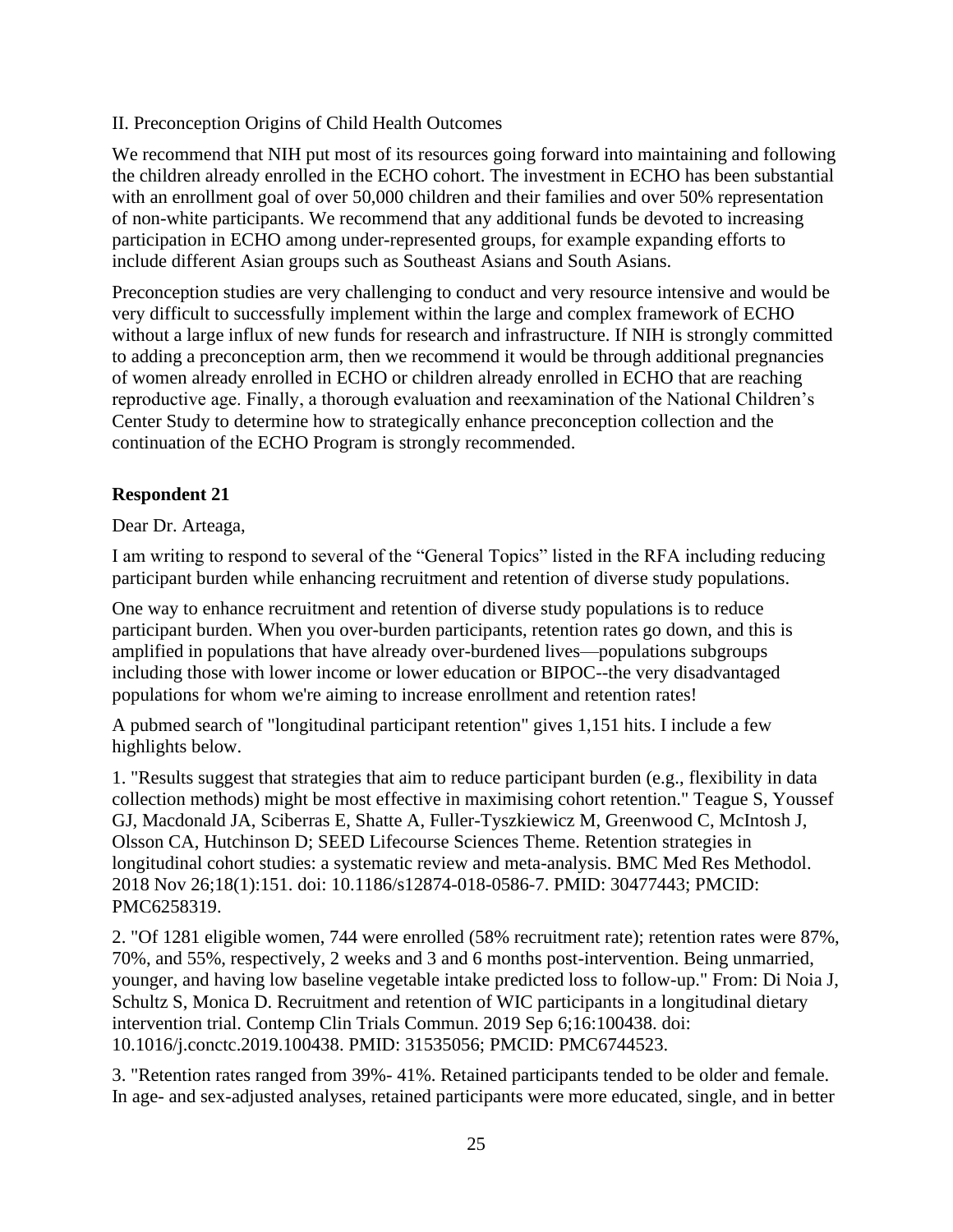II. Preconception Origins of Child Health Outcomes

We recommend that NIH put most of its resources going forward into maintaining and following the children already enrolled in the ECHO cohort. The investment in ECHO has been substantial with an enrollment goal of over 50,000 children and their families and over 50% representation of non-white participants. We recommend that any additional funds be devoted to increasing participation in ECHO among under-represented groups, for example expanding efforts to include different Asian groups such as Southeast Asians and South Asians.

Preconception studies are very challenging to conduct and very resource intensive and would be very difficult to successfully implement within the large and complex framework of ECHO without a large influx of new funds for research and infrastructure. If NIH is strongly committed to adding a preconception arm, then we recommend it would be through additional pregnancies of women already enrolled in ECHO or children already enrolled in ECHO that are reaching reproductive age. Finally, a thorough evaluation and reexamination of the National Children's Center Study to determine how to strategically enhance preconception collection and the continuation of the ECHO Program is strongly recommended.

### Respondent 21

Dear Dr. Arteaga,

I am writing to respond to several of the "General Topics" listed in the RFA including reducing participant burden while enhancing recruitment and retention of diverse study populations.

One way to enhance recruitment and retention of diverse study populations is to reduce participant burden. When you over-burden participants, retention rates go down, and this is amplified in populations that have already over-burdened lives—populations subgroups including those with lower income or lower education or BIPOC--the very disadvantaged populations for whom we're aiming to increase enrollment and retention rates!

A pubmed search of "longitudinal participant retention" gives 1,151 hits. I include a few highlights below.

1. "Results suggest that strategies that aim to reduce participant burden (e.g., flexibility in data collection methods) might be most effective in maximising cohort retention." Teague S, Youssef GJ, Macdonald JA, Sciberras E, Shatte A, Fuller-Tyszkiewicz M, Greenwood C, McIntosh J, Olsson CA, Hutchinson D; SEED Lifecourse Sciences Theme. Retention strategies in longitudinal cohort studies: a systematic review and meta-analysis. BMC Med Res Methodol. 2018 Nov 26;18(1):151. doi: 10.1186/s12874-018-0586-7. PMID: 30477443; PMCID: PMC6258319.

2. "Of 1281 eligible women, 744 were enrolled (58% recruitment rate); retention rates were 87%, 70%, and 55%, respectively, 2 weeks and 3 and 6 months post-intervention. Being unmarried, younger, and having low baseline vegetable intake predicted loss to follow-up." From: Di Noia J, Schultz S, Monica D. Recruitment and retention of WIC participants in a longitudinal dietary intervention trial. Contemp Clin Trials Commun. 2019 Sep 6;16:100438. doi: 10.1016/j.conctc.2019.100438. PMID: 31535056; PMCID: PMC6744523.

3. "Retention rates ranged from 39%- 41%. Retained participants tended to be older and female. In age- and sex-adjusted analyses, retained participants were more educated, single, and in better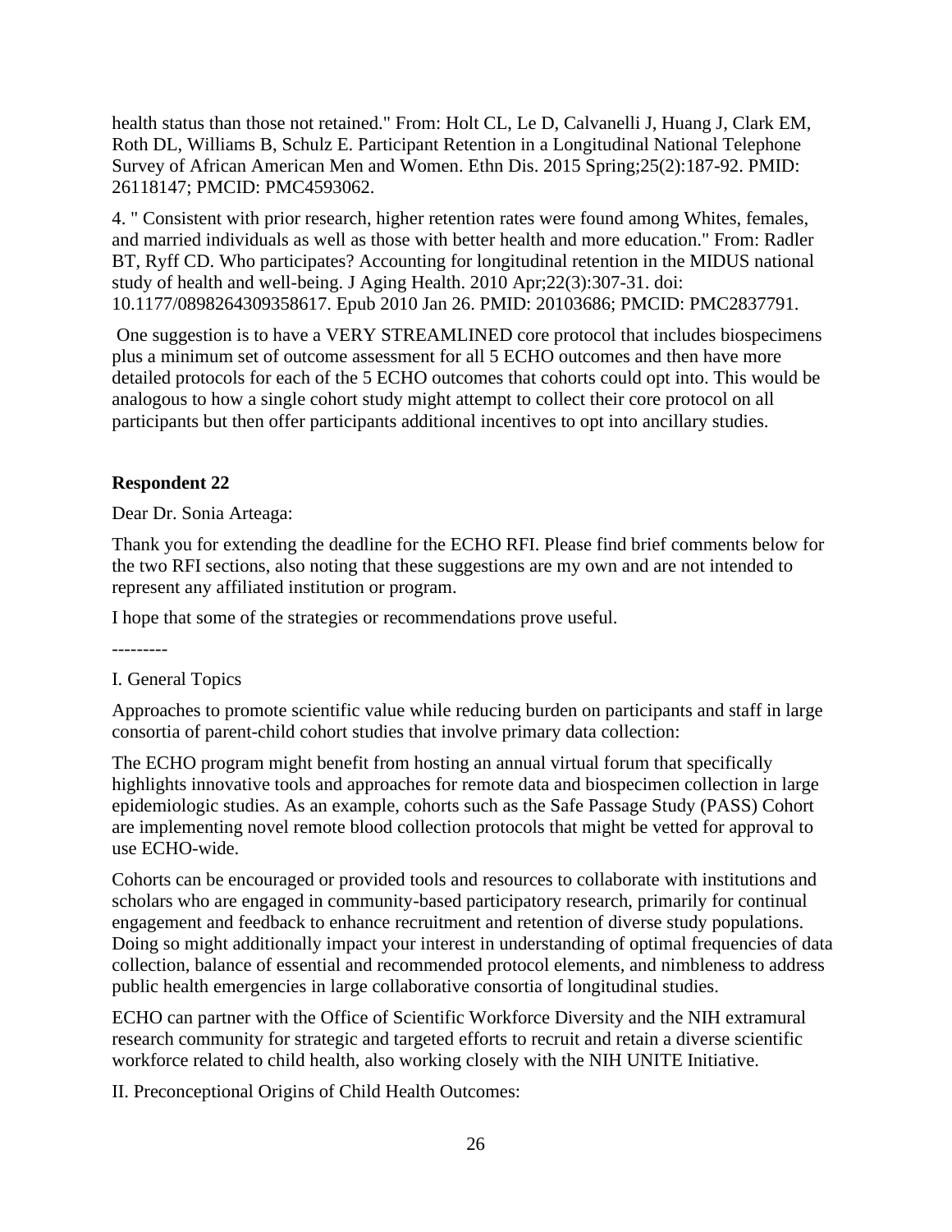health status than those not retained." From: Holt CL, Le D, Calvanelli J, Huang J, Clark EM, Roth DL, Williams B, Schulz E. Participant Retention in a Longitudinal National Telephone Survey of African American Men and Women. Ethn Dis. 2015 Spring;25(2):187-92. PMID: 26118147; PMCID: PMC4593062.

4. " Consistent with prior research, higher retention rates were found among Whites, females, and married individuals as well as those with better health and more education." From: Radler BT, Ryff CD. Who participates? Accounting for longitudinal retention in the MIDUS national study of health and well-being. J Aging Health. 2010 Apr;22(3):307-31. doi: 10.1177/0898264309358617. Epub 2010 Jan 26. PMID: 20103686; PMCID: PMC2837791.

One suggestion is to have a VERY STREAMLINED core protocol that includes biospecimens plus a minimum set of outcome assessment for all 5 ECHO outcomes and then have more detailed protocols for each of the 5 ECHO outcomes that cohorts could opt into. This would be analogous to how a single cohort study might attempt to collect their core protocol on all participants but then offer participants additional incentives to opt into ancillary studies.

### Respondent 22

Dear Dr. Sonia Arteaga:

Thank you for extending the deadline for the ECHO RFI. Please find brief comments below for the two RFI sections, also noting that these suggestions are my own and are not intended to represent any affiliated institution or program.

I hope that some of the strategies or recommendations prove useful.

---------

I. General Topics

Approaches to promote scientific value while reducing burden on participants and staff in large consortia of parent-child cohort studies that involve primary data collection:

The ECHO program might benefit from hosting an annual virtual forum that specifically highlights innovative tools and approaches for remote data and biospecimen collection in large epidemiologic studies. As an example, cohorts such as the Safe Passage Study (PASS) Cohort are implementing novel remote blood collection protocols that might be vetted for approval to use ECHO-wide.

Cohorts can be encouraged or provided tools and resources to collaborate with institutions and scholars who are engaged in community-based participatory research, primarily for continual engagement and feedback to enhance recruitment and retention of diverse study populations. Doing so might additionally impact your interest in understanding of optimal frequencies of data collection, balance of essential and recommended protocol elements, and nimbleness to address public health emergencies in large collaborative consortia of longitudinal studies.

ECHO can partner with the Office of Scientific Workforce Diversity and the NIH extramural research community for strategic and targeted efforts to recruit and retain a diverse scientific workforce related to child health, also working closely with the NIH UNITE Initiative.

II. Preconceptional Origins of Child Health Outcomes: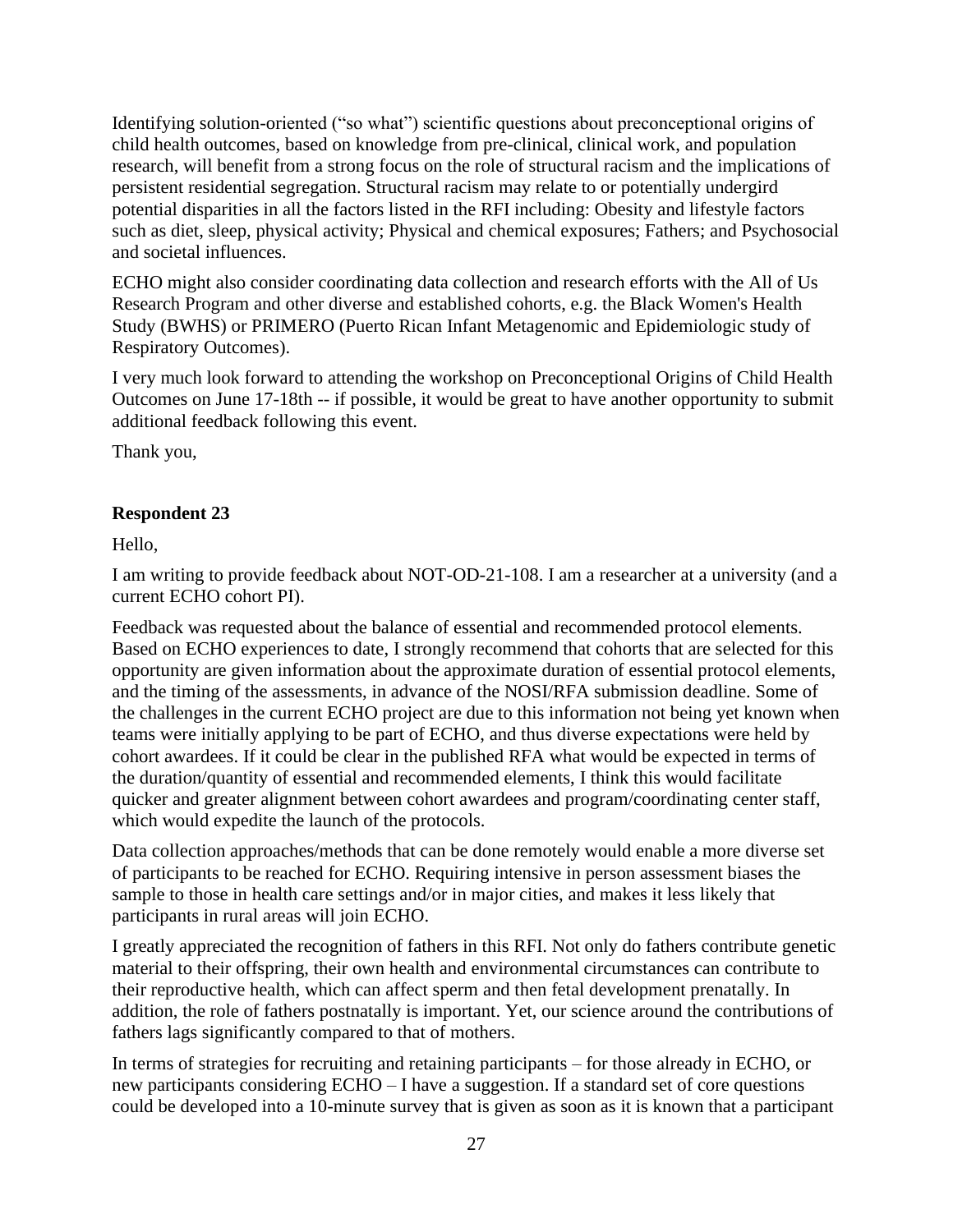Identifying solution-oriented ("so what") scientific questions about preconceptional origins of child health outcomes, based on knowledge from pre-clinical, clinical work, and population research, will benefit from a strong focus on the role of structural racism and the implications of persistent residential segregation. Structural racism may relate to or potentially undergird potential disparities in all the factors listed in the RFI including: Obesity and lifestyle factors such as diet, sleep, physical activity; Physical and chemical exposures; Fathers; and Psychosocial and societal influences.

ECHO might also consider coordinating data collection and research efforts with the All of Us Research Program and other diverse and established cohorts, e.g. the Black Women's Health Study (BWHS) or PRIMERO (Puerto Rican Infant Metagenomic and Epidemiologic study of Respiratory Outcomes).

I very much look forward to attending the workshop on Preconceptional Origins of Child Health Outcomes on June 17-18th -- if possible, it would be great to have another opportunity to submit additional feedback following this event.

Thank you,

**Respondent 23**

Hello,

I am writing to provide feedback about NOT-OD-21-108. I am a researcher at a university (and a current ECHO cohort PI).

Feedback was requested about the balance of essential and recommended protocol elements. Based on ECHO experiences to date, I strongly recommend that cohorts that are selected for this opportunity are given information about the approximate duration of essential protocol elements, and the timing of the assessments, in advance of the NOSI/RFA submission deadline. Some of the challenges in the current ECHO project are due to this information not being yet known when teams were initially applying to be part of ECHO, and thus diverse expectations were held by cohort awardees. If it could be clear in the published RFA what would be expected in terms of the duration/quantity of essential and recommended elements, I think this would facilitate quicker and greater alignment between cohort awardees and program/coordinating center staff, which would expedite the launch of the protocols.

Data collection approaches/methods that can be done remotely would enable a more diverse set of participants to be reached for ECHO. Requiring intensive in person assessment biases the sample to those in health care settings and/or in major cities, and makes it less likely that participants in rural areas will join ECHO.

I greatly appreciated the recognition of fathers in this RFI. Not only do fathers contribute genetic material to their offspring, their own health and environmental circumstances can contribute to their reproductive health, which can affect sperm and then fetal development prenatally. In addition, the role of fathers postnatally is important. Yet, our science around the contributions of fathers lags significantly compared to that of mothers.

In terms of strategies for recruiting and retaining participants – for those already in ECHO, or new participants considering ECHO – I have a suggestion. If a standard set of core questions could be developed into a 10-minute survey that is given as soon as it is known that a participant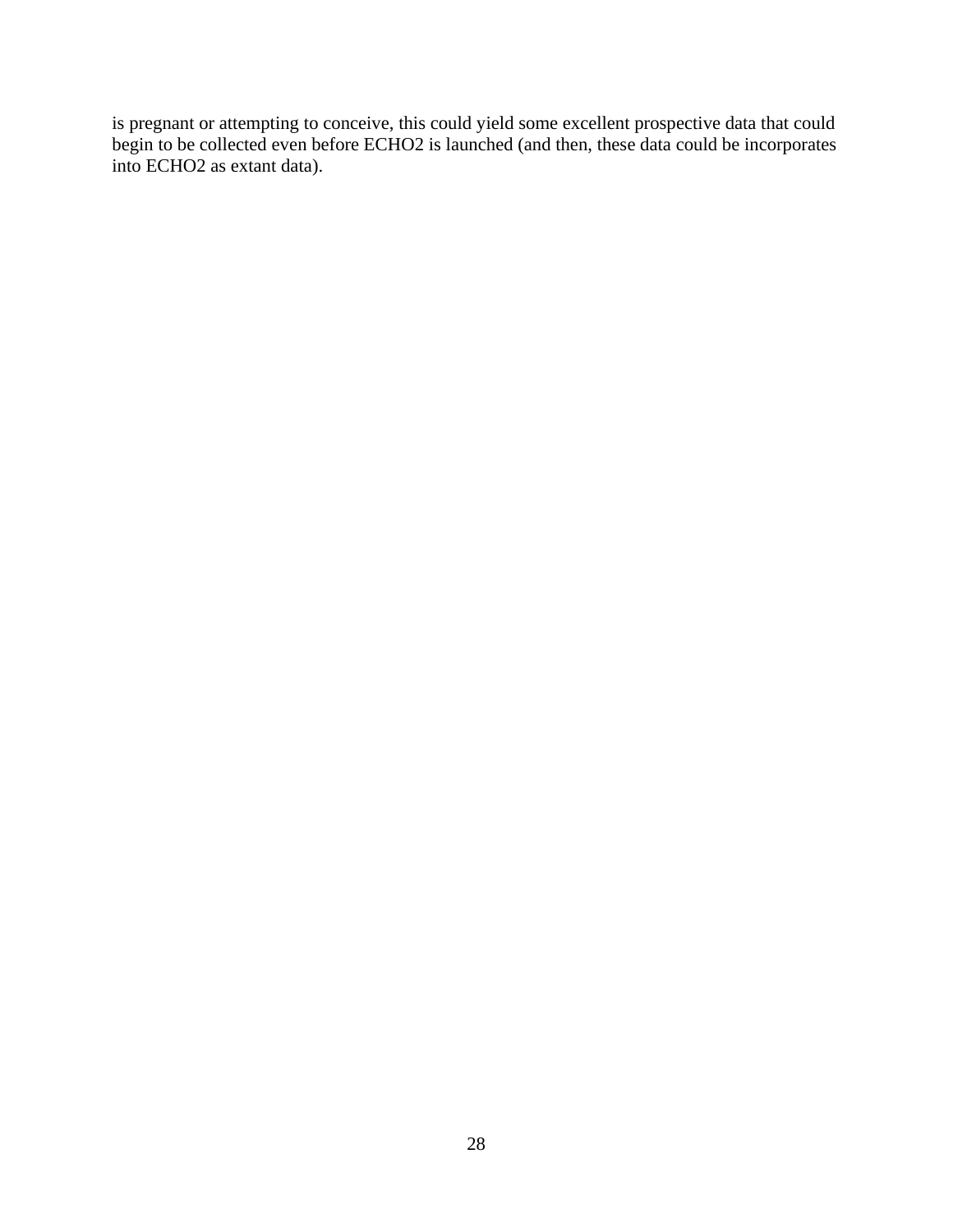is pregnant or attempting to conceive, this could yield some excellent prospective data that could begin to be collected even before ECHO2 is launched (and then, these data could be incorporates into ECHO2 as extant data).